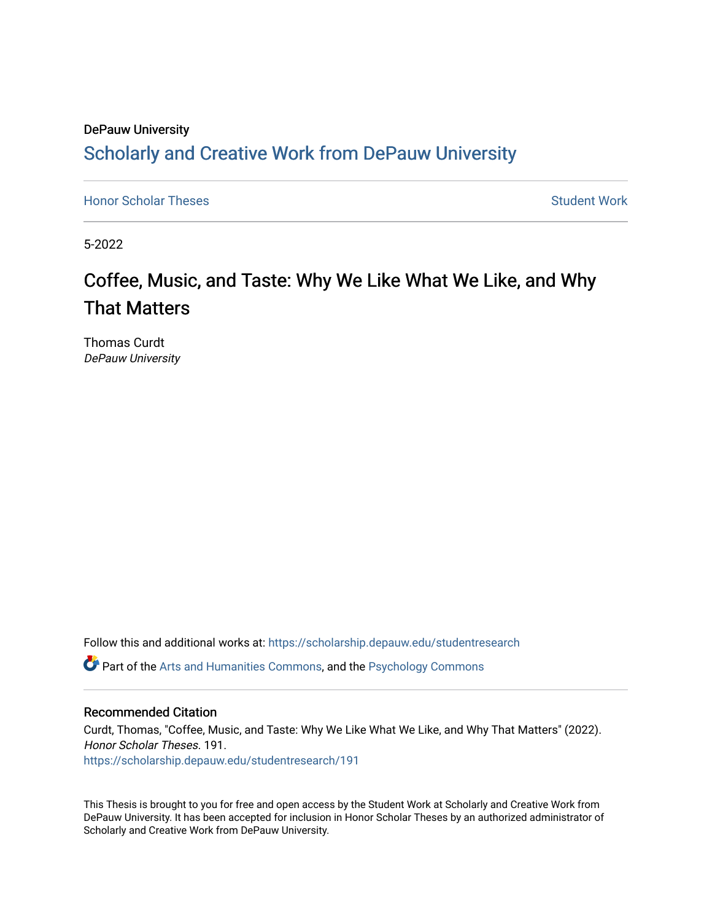DePauw University

# Scholarly and Creative Work from DePauw University

Honor Scholar Theses | Student Work

5-2022

## Coffee, Music, and Taste: Why We Like What We Like, and Why That Matters

Thomas Curdt
*DePauw University*

Follow this and additional works at: https://scholarship.depauw.edu/studentresearch

Part of the Arts and Humanities Commons, and the Psychology Commons

### Recommended Citation

Curdt, Thomas, "Coffee, Music, and Taste: Why We Like What We Like, and Why That Matters" (2022). *Honor Scholar Theses*. 191.
https://scholarship.depauw.edu/studentresearch/191

This Thesis is brought to you for free and open access by the Student Work at Scholarly and Creative Work from DePauw University. It has been accepted for inclusion in Honor Scholar Theses by an authorized administrator of Scholarly and Creative Work from DePauw University.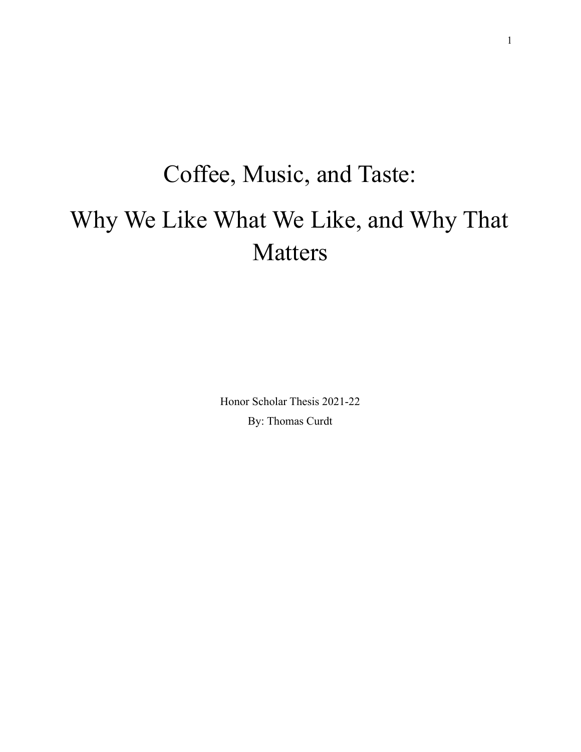# Coffee, Music, and Taste:

# Why We Like What We Like, and Why That Matters

Honor Scholar Thesis 2021-22

By: Thomas Curdt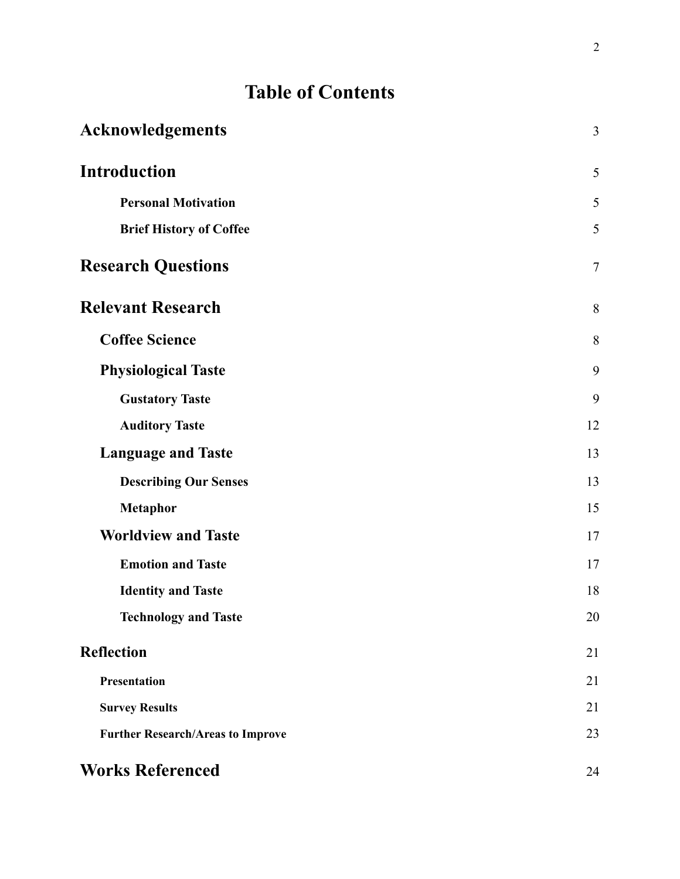# Table of Contents

| | |
|---|---|
| **Acknowledgements** | 3 |
| **Introduction** | 5 |
| &nbsp;&nbsp;&nbsp;&nbsp;**Personal Motivation** | 5 |
| &nbsp;&nbsp;&nbsp;&nbsp;**Brief History of Coffee** | 5 |
| **Research Questions** | 7 |
| **Relevant Research** | 8 |
| &nbsp;&nbsp;**Coffee Science** | 8 |
| &nbsp;&nbsp;**Physiological Taste** | 9 |
| &nbsp;&nbsp;&nbsp;&nbsp;**Gustatory Taste** | 9 |
| &nbsp;&nbsp;&nbsp;&nbsp;**Auditory Taste** | 12 |
| &nbsp;&nbsp;**Language and Taste** | 13 |
| &nbsp;&nbsp;&nbsp;&nbsp;**Describing Our Senses** | 13 |
| &nbsp;&nbsp;&nbsp;&nbsp;**Metaphor** | 15 |
| &nbsp;&nbsp;**Worldview and Taste** | 17 |
| &nbsp;&nbsp;&nbsp;&nbsp;**Emotion and Taste** | 17 |
| &nbsp;&nbsp;&nbsp;&nbsp;**Identity and Taste** | 18 |
| &nbsp;&nbsp;&nbsp;&nbsp;**Technology and Taste** | 20 |
| **Reflection** | 21 |
| &nbsp;&nbsp;**Presentation** | 21 |
| &nbsp;&nbsp;**Survey Results** | 21 |
| &nbsp;&nbsp;**Further Research/Areas to Improve** | 23 |
| **Works Referenced** | 24 |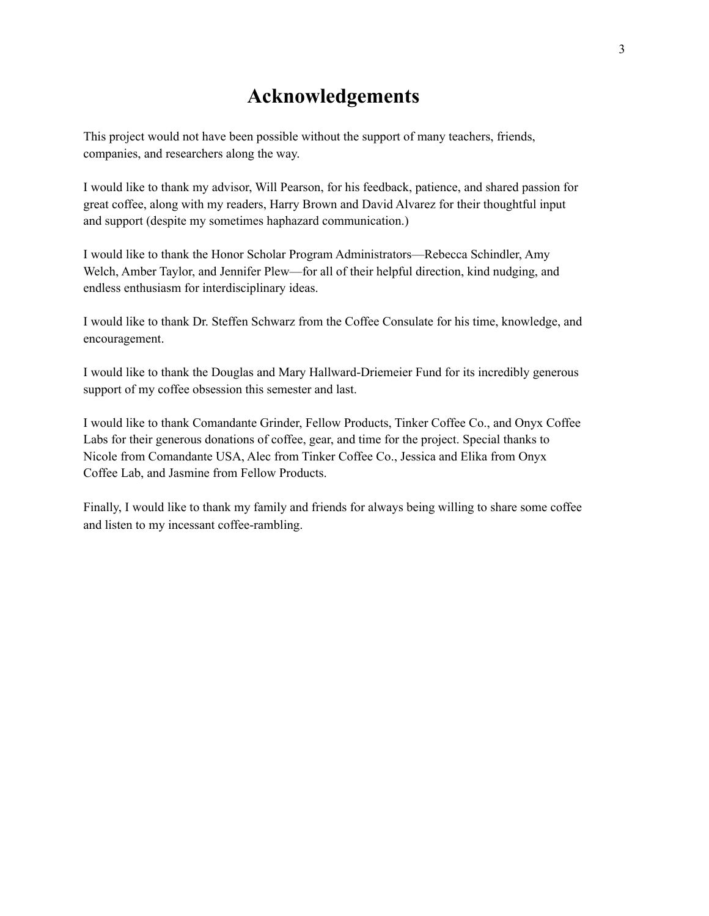# Acknowledgements

This project would not have been possible without the support of many teachers, friends, companies, and researchers along the way.

I would like to thank my advisor, Will Pearson, for his feedback, patience, and shared passion for great coffee, along with my readers, Harry Brown and David Alvarez for their thoughtful input and support (despite my sometimes haphazard communication.)

I would like to thank the Honor Scholar Program Administrators—Rebecca Schindler, Amy Welch, Amber Taylor, and Jennifer Plew—for all of their helpful direction, kind nudging, and endless enthusiasm for interdisciplinary ideas.

I would like to thank Dr. Steffen Schwarz from the Coffee Consulate for his time, knowledge, and encouragement.

I would like to thank the Douglas and Mary Hallward-Driemeier Fund for its incredibly generous support of my coffee obsession this semester and last.

I would like to thank Comandante Grinder, Fellow Products, Tinker Coffee Co., and Onyx Coffee Labs for their generous donations of coffee, gear, and time for the project. Special thanks to Nicole from Comandante USA, Alec from Tinker Coffee Co., Jessica and Elika from Onyx Coffee Lab, and Jasmine from Fellow Products.

Finally, I would like to thank my family and friends for always being willing to share some coffee and listen to my incessant coffee-rambling.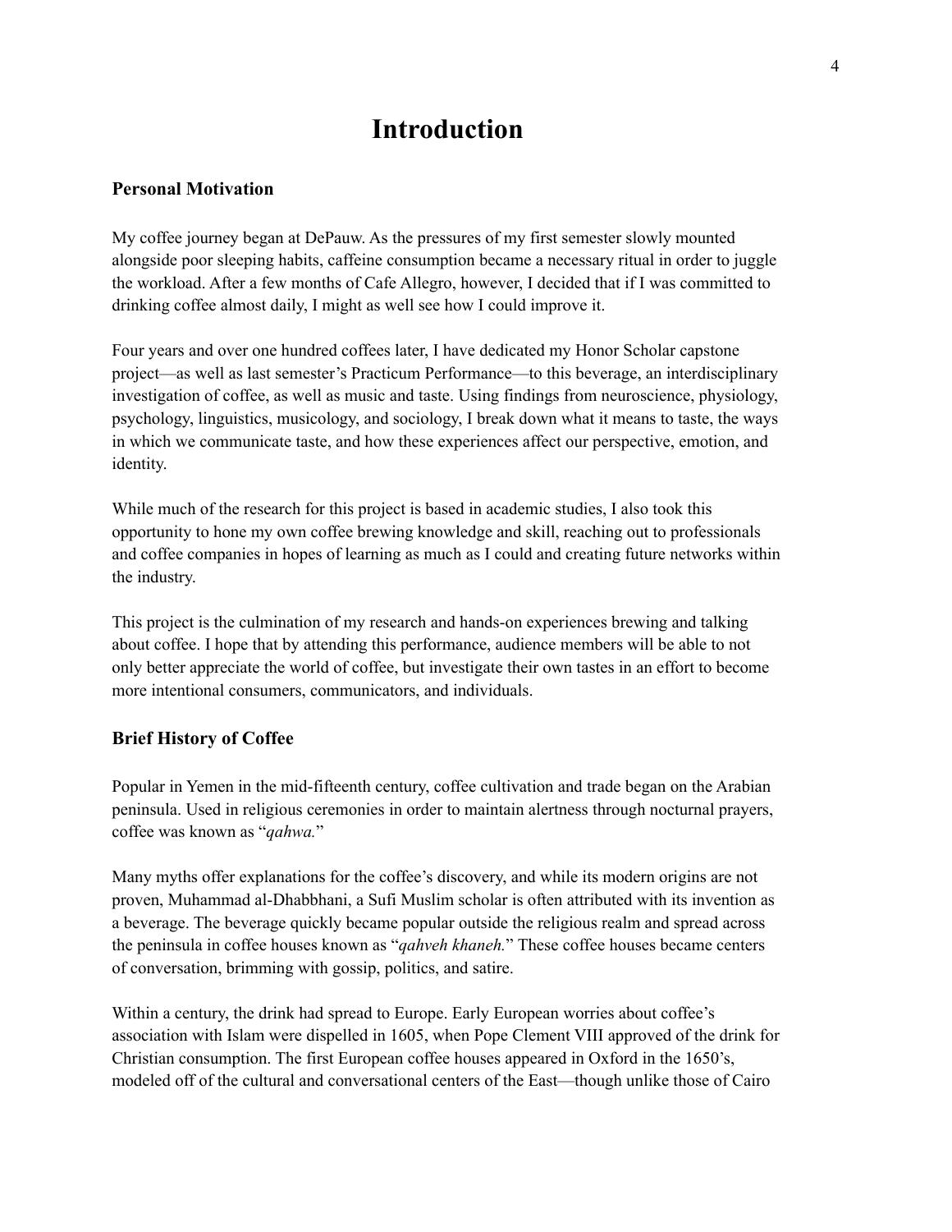# Introduction

### Personal Motivation

My coffee journey began at DePauw. As the pressures of my first semester slowly mounted alongside poor sleeping habits, caffeine consumption became a necessary ritual in order to juggle the workload. After a few months of Cafe Allegro, however, I decided that if I was committed to drinking coffee almost daily, I might as well see how I could improve it.

Four years and over one hundred coffees later, I have dedicated my Honor Scholar capstone project—as well as last semester's Practicum Performance—to this beverage, an interdisciplinary investigation of coffee, as well as music and taste. Using findings from neuroscience, physiology, psychology, linguistics, musicology, and sociology, I break down what it means to taste, the ways in which we communicate taste, and how these experiences affect our perspective, emotion, and identity.

While much of the research for this project is based in academic studies, I also took this opportunity to hone my own coffee brewing knowledge and skill, reaching out to professionals and coffee companies in hopes of learning as much as I could and creating future networks within the industry.

This project is the culmination of my research and hands-on experiences brewing and talking about coffee. I hope that by attending this performance, audience members will be able to not only better appreciate the world of coffee, but investigate their own tastes in an effort to become more intentional consumers, communicators, and individuals.

### Brief History of Coffee

Popular in Yemen in the mid-fifteenth century, coffee cultivation and trade began on the Arabian peninsula. Used in religious ceremonies in order to maintain alertness through nocturnal prayers, coffee was known as "*qahwa.*"

Many myths offer explanations for the coffee's discovery, and while its modern origins are not proven, Muhammad al-Dhabbhani, a Sufi Muslim scholar is often attributed with its invention as a beverage. The beverage quickly became popular outside the religious realm and spread across the peninsula in coffee houses known as "*qahveh khaneh.*" These coffee houses became centers of conversation, brimming with gossip, politics, and satire.

Within a century, the drink had spread to Europe. Early European worries about coffee's association with Islam were dispelled in 1605, when Pope Clement VIII approved of the drink for Christian consumption. The first European coffee houses appeared in Oxford in the 1650's, modeled off of the cultural and conversational centers of the East—though unlike those of Cairo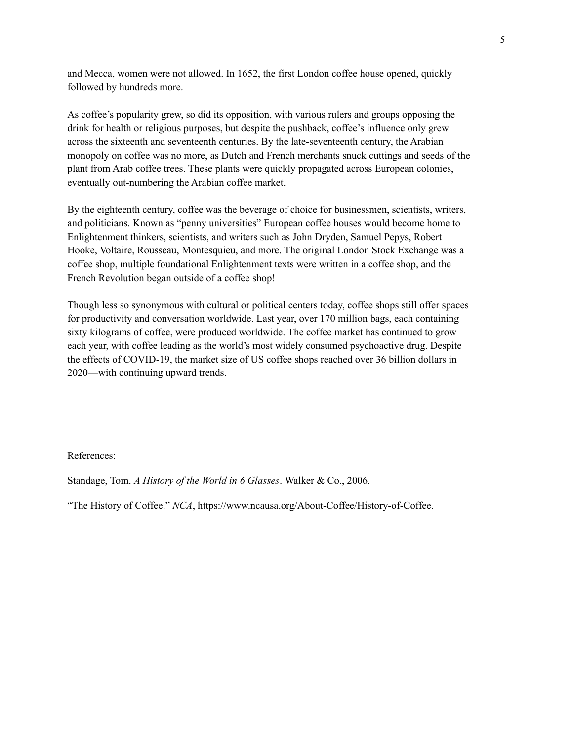and Mecca, women were not allowed. In 1652, the first London coffee house opened, quickly followed by hundreds more.

As coffee's popularity grew, so did its opposition, with various rulers and groups opposing the drink for health or religious purposes, but despite the pushback, coffee's influence only grew across the sixteenth and seventeenth centuries. By the late-seventeenth century, the Arabian monopoly on coffee was no more, as Dutch and French merchants snuck cuttings and seeds of the plant from Arab coffee trees. These plants were quickly propagated across European colonies, eventually out-numbering the Arabian coffee market.

By the eighteenth century, coffee was the beverage of choice for businessmen, scientists, writers, and politicians. Known as "penny universities" European coffee houses would become home to Enlightenment thinkers, scientists, and writers such as John Dryden, Samuel Pepys, Robert Hooke, Voltaire, Rousseau, Montesquieu, and more. The original London Stock Exchange was a coffee shop, multiple foundational Enlightenment texts were written in a coffee shop, and the French Revolution began outside of a coffee shop!

Though less so synonymous with cultural or political centers today, coffee shops still offer spaces for productivity and conversation worldwide. Last year, over 170 million bags, each containing sixty kilograms of coffee, were produced worldwide. The coffee market has continued to grow each year, with coffee leading as the world's most widely consumed psychoactive drug. Despite the effects of COVID-19, the market size of US coffee shops reached over 36 billion dollars in 2020—with continuing upward trends.

References:

Standage, Tom. *A History of the World in 6 Glasses*. Walker & Co., 2006.

"The History of Coffee." *NCA*, https://www.ncausa.org/About-Coffee/History-of-Coffee.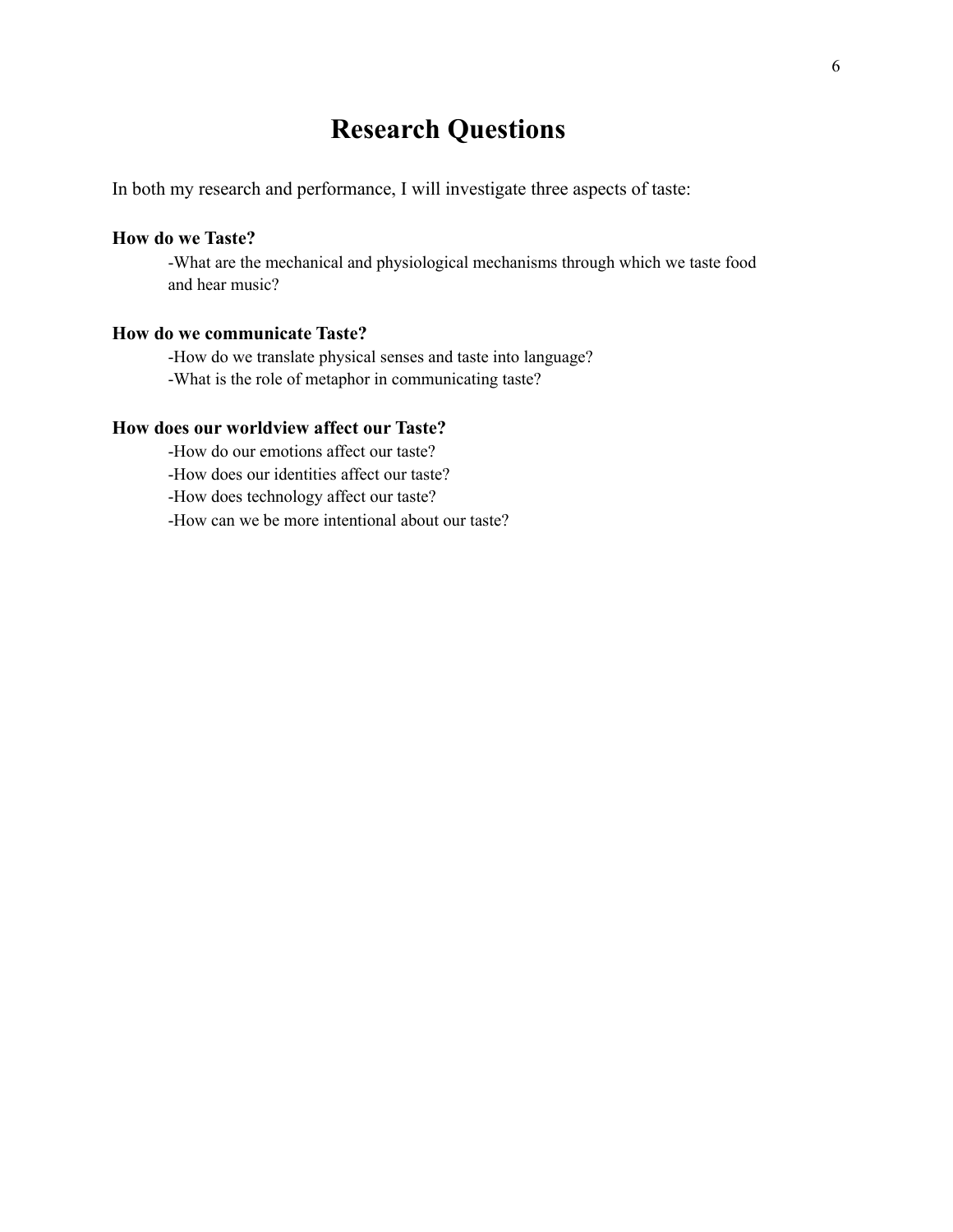# Research Questions

In both my research and performance, I will investigate three aspects of taste:

**How do we Taste?**

-What are the mechanical and physiological mechanisms through which we taste food and hear music?

**How do we communicate Taste?**

-How do we translate physical senses and taste into language?
-What is the role of metaphor in communicating taste?

**How does our worldview affect our Taste?**

-How do our emotions affect our taste?
-How does our identities affect our taste?
-How does technology affect our taste?
-How can we be more intentional about our taste?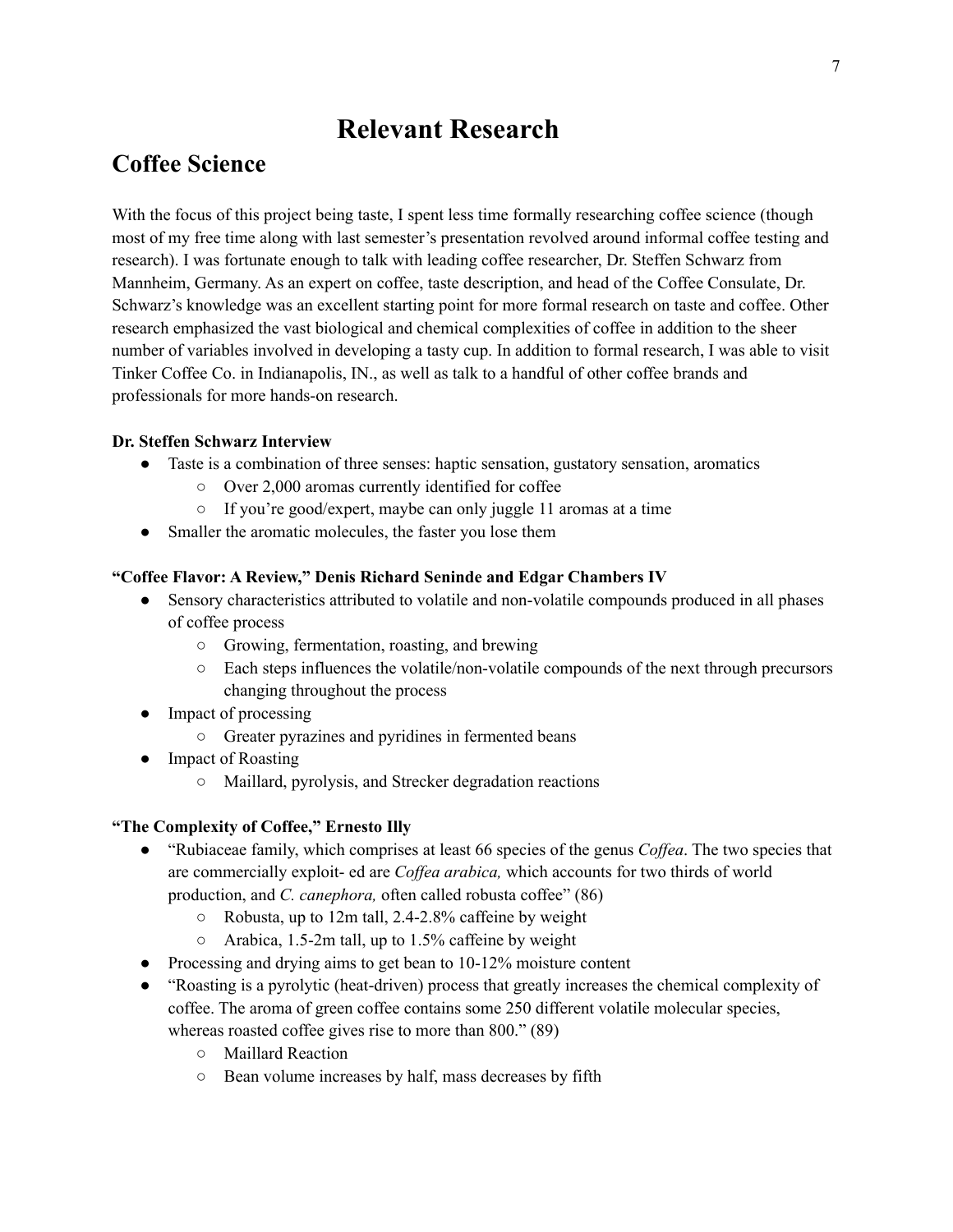# Relevant Research

## Coffee Science

With the focus of this project being taste, I spent less time formally researching coffee science (though most of my free time along with last semester's presentation revolved around informal coffee testing and research). I was fortunate enough to talk with leading coffee researcher, Dr. Steffen Schwarz from Mannheim, Germany. As an expert on coffee, taste description, and head of the Coffee Consulate, Dr. Schwarz's knowledge was an excellent starting point for more formal research on taste and coffee. Other research emphasized the vast biological and chemical complexities of coffee in addition to the sheer number of variables involved in developing a tasty cup. In addition to formal research, I was able to visit Tinker Coffee Co. in Indianapolis, IN., as well as talk to a handful of other coffee brands and professionals for more hands-on research.

**Dr. Steffen Schwarz Interview**

- Taste is a combination of three senses: haptic sensation, gustatory sensation, aromatics
  - Over 2,000 aromas currently identified for coffee
  - If you're good/expert, maybe can only juggle 11 aromas at a time
- Smaller the aromatic molecules, the faster you lose them

**"Coffee Flavor: A Review," Denis Richard Seninde and Edgar Chambers IV**

- Sensory characteristics attributed to volatile and non-volatile compounds produced in all phases of coffee process
  - Growing, fermentation, roasting, and brewing
  - Each steps influences the volatile/non-volatile compounds of the next through precursors changing throughout the process
- Impact of processing
  - Greater pyrazines and pyridines in fermented beans
- Impact of Roasting
  - Maillard, pyrolysis, and Strecker degradation reactions

**"The Complexity of Coffee," Ernesto Illy**

- "Rubiaceae family, which comprises at least 66 species of the genus *Coffea*. The two species that are commercially exploit- ed are *Coffea arabica,* which accounts for two thirds of world production, and *C. canephora,* often called robusta coffee" (86)
  - Robusta, up to 12m tall, 2.4-2.8% caffeine by weight
  - Arabica, 1.5-2m tall, up to 1.5% caffeine by weight
- Processing and drying aims to get bean to 10-12% moisture content
- "Roasting is a pyrolytic (heat-driven) process that greatly increases the chemical complexity of coffee. The aroma of green coffee contains some 250 different volatile molecular species, whereas roasted coffee gives rise to more than 800." (89)
  - Maillard Reaction
  - Bean volume increases by half, mass decreases by fifth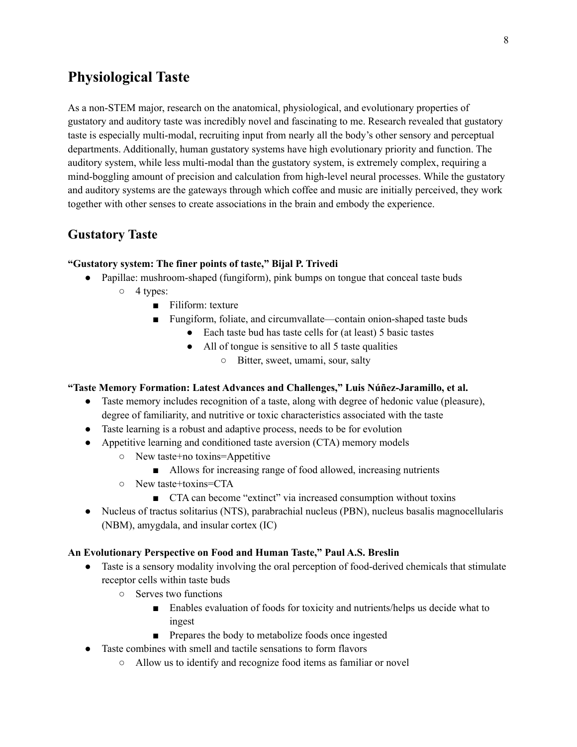## Physiological Taste

As a non-STEM major, research on the anatomical, physiological, and evolutionary properties of gustatory and auditory taste was incredibly novel and fascinating to me. Research revealed that gustatory taste is especially multi-modal, recruiting input from nearly all the body's other sensory and perceptual departments. Additionally, human gustatory systems have high evolutionary priority and function. The auditory system, while less multi-modal than the gustatory system, is extremely complex, requiring a mind-boggling amount of precision and calculation from high-level neural processes. While the gustatory and auditory systems are the gateways through which coffee and music are initially perceived, they work together with other senses to create associations in the brain and embody the experience.

### Gustatory Taste

**"Gustatory system: The finer points of taste," Bijal P. Trivedi**

- Papillae: mushroom-shaped (fungiform), pink bumps on tongue that conceal taste buds
    - 4 types:
        - Filiform: texture
        - Fungiform, foliate, and circumvallate—contain onion-shaped taste buds
            - Each taste bud has taste cells for (at least) 5 basic tastes
            - All of tongue is sensitive to all 5 taste qualities
                - Bitter, sweet, umami, sour, salty

**"Taste Memory Formation: Latest Advances and Challenges," Luis Núñez-Jaramillo, et al.**

- Taste memory includes recognition of a taste, along with degree of hedonic value (pleasure), degree of familiarity, and nutritive or toxic characteristics associated with the taste
- Taste learning is a robust and adaptive process, needs to be for evolution
- Appetitive learning and conditioned taste aversion (CTA) memory models
    - New taste+no toxins=Appetitive
        - Allows for increasing range of food allowed, increasing nutrients
    - New taste+toxins=CTA
        - CTA can become "extinct" via increased consumption without toxins
- Nucleus of tractus solitarius (NTS), parabrachial nucleus (PBN), nucleus basalis magnocellularis (NBM), amygdala, and insular cortex (IC)

**An Evolutionary Perspective on Food and Human Taste," Paul A.S. Breslin**

- Taste is a sensory modality involving the oral perception of food-derived chemicals that stimulate receptor cells within taste buds
    - Serves two functions
        - Enables evaluation of foods for toxicity and nutrients/helps us decide what to ingest
        - Prepares the body to metabolize foods once ingested
- Taste combines with smell and tactile sensations to form flavors
    - Allow us to identify and recognize food items as familiar or novel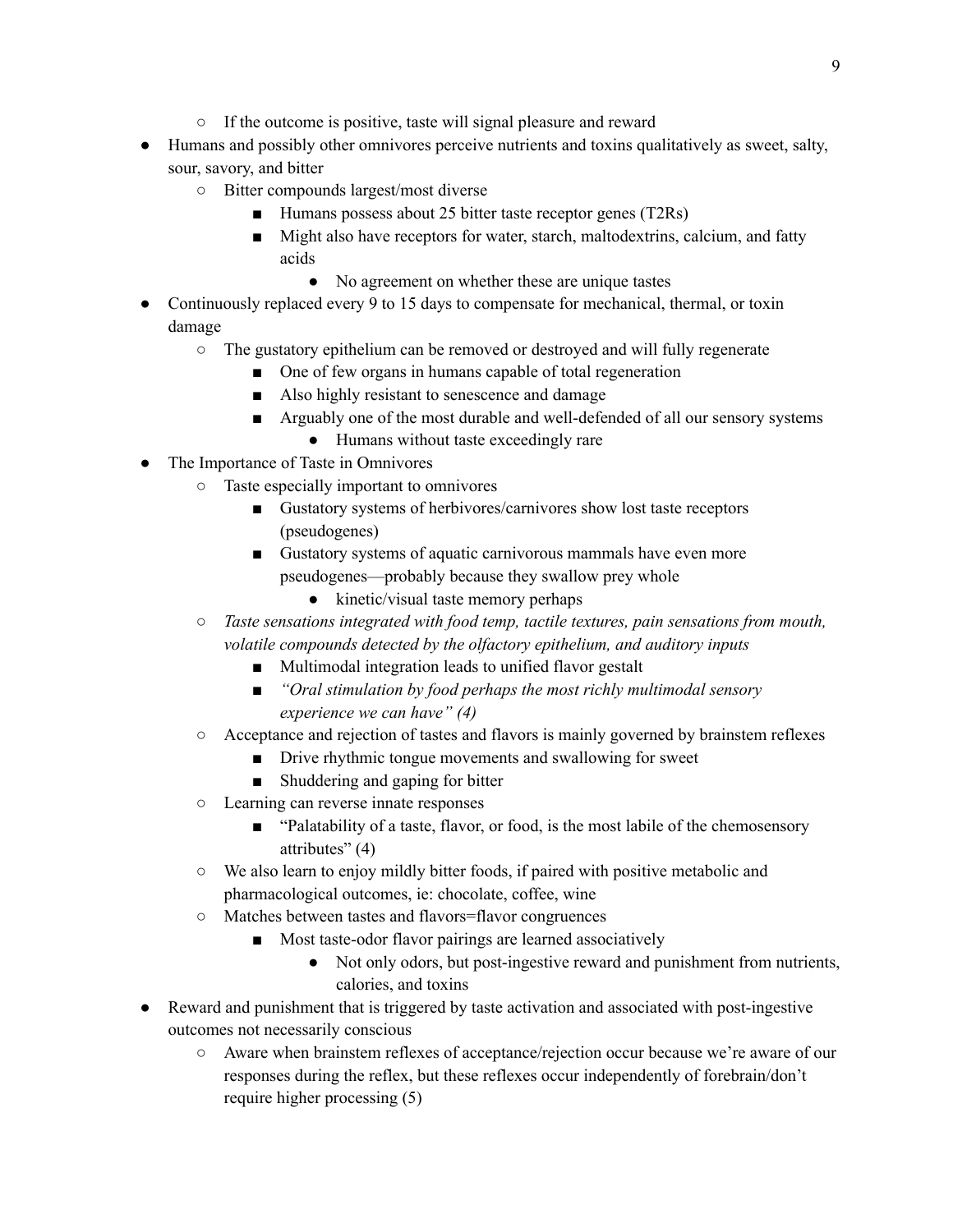- If the outcome is positive, taste will signal pleasure and reward
- Humans and possibly other omnivores perceive nutrients and toxins qualitatively as sweet, salty, sour, savory, and bitter
    - Bitter compounds largest/most diverse
        - Humans possess about 25 bitter taste receptor genes (T2Rs)
        - Might also have receptors for water, starch, maltodextrins, calcium, and fatty acids
            - No agreement on whether these are unique tastes
- Continuously replaced every 9 to 15 days to compensate for mechanical, thermal, or toxin damage
    - The gustatory epithelium can be removed or destroyed and will fully regenerate
        - One of few organs in humans capable of total regeneration
        - Also highly resistant to senescence and damage
        - Arguably one of the most durable and well-defended of all our sensory systems
            - Humans without taste exceedingly rare
- The Importance of Taste in Omnivores
    - Taste especially important to omnivores
        - Gustatory systems of herbivores/carnivores show lost taste receptors (pseudogenes)
        - Gustatory systems of aquatic carnivorous mammals have even more pseudogenes—probably because they swallow prey whole
            - kinetic/visual taste memory perhaps
    - *Taste sensations integrated with food temp, tactile textures, pain sensations from mouth, volatile compounds detected by the olfactory epithelium, and auditory inputs*
        - Multimodal integration leads to unified flavor gestalt
        - *"Oral stimulation by food perhaps the most richly multimodal sensory experience we can have" (4)*
    - Acceptance and rejection of tastes and flavors is mainly governed by brainstem reflexes
        - Drive rhythmic tongue movements and swallowing for sweet
        - Shuddering and gaping for bitter
    - Learning can reverse innate responses
        - "Palatability of a taste, flavor, or food, is the most labile of the chemosensory attributes" (4)
    - We also learn to enjoy mildly bitter foods, if paired with positive metabolic and pharmacological outcomes, ie: chocolate, coffee, wine
    - Matches between tastes and flavors=flavor congruences
        - Most taste-odor flavor pairings are learned associatively
            - Not only odors, but post-ingestive reward and punishment from nutrients, calories, and toxins
- Reward and punishment that is triggered by taste activation and associated with post-ingestive outcomes not necessarily conscious
    - Aware when brainstem reflexes of acceptance/rejection occur because we're aware of our responses during the reflex, but these reflexes occur independently of forebrain/don't require higher processing (5)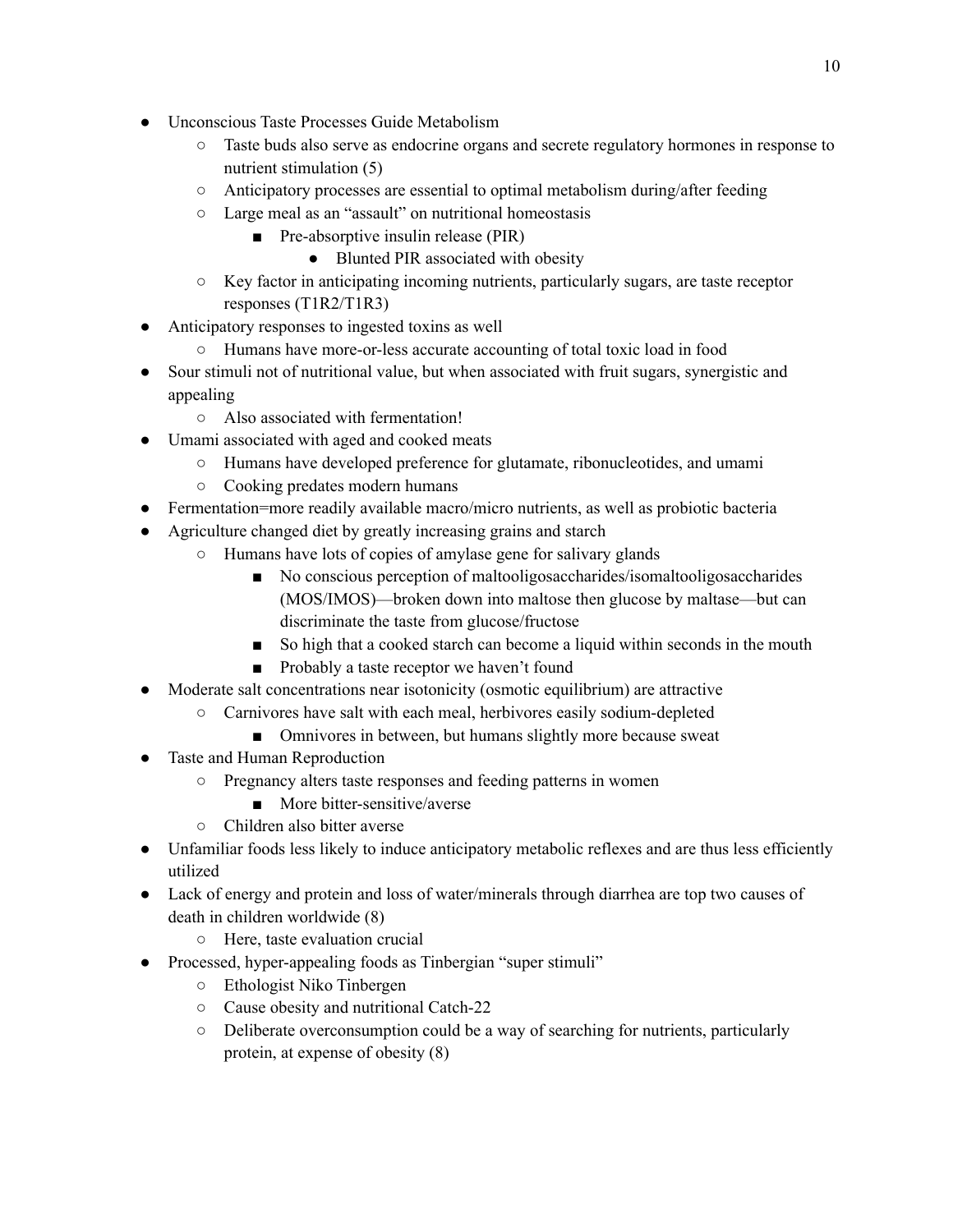- Unconscious Taste Processes Guide Metabolism
  - Taste buds also serve as endocrine organs and secrete regulatory hormones in response to nutrient stimulation (5)
  - Anticipatory processes are essential to optimal metabolism during/after feeding
  - Large meal as an "assault" on nutritional homeostasis
    - Pre-absorptive insulin release (PIR)
      - Blunted PIR associated with obesity
  - Key factor in anticipating incoming nutrients, particularly sugars, are taste receptor responses (T1R2/T1R3)
- Anticipatory responses to ingested toxins as well
  - Humans have more-or-less accurate accounting of total toxic load in food
- Sour stimuli not of nutritional value, but when associated with fruit sugars, synergistic and appealing
  - Also associated with fermentation!
- Umami associated with aged and cooked meats
  - Humans have developed preference for glutamate, ribonucleotides, and umami
  - Cooking predates modern humans
- Fermentation=more readily available macro/micro nutrients, as well as probiotic bacteria
- Agriculture changed diet by greatly increasing grains and starch
  - Humans have lots of copies of amylase gene for salivary glands
    - No conscious perception of maltooligosaccharides/isomaltooligosaccharides (MOS/IMOS)—broken down into maltose then glucose by maltase—but can discriminate the taste from glucose/fructose
    - So high that a cooked starch can become a liquid within seconds in the mouth
    - Probably a taste receptor we haven't found
- Moderate salt concentrations near isotonicity (osmotic equilibrium) are attractive
  - Carnivores have salt with each meal, herbivores easily sodium-depleted
    - Omnivores in between, but humans slightly more because sweat
- Taste and Human Reproduction
  - Pregnancy alters taste responses and feeding patterns in women
    - More bitter-sensitive/averse
  - Children also bitter averse
- Unfamiliar foods less likely to induce anticipatory metabolic reflexes and are thus less efficiently utilized
- Lack of energy and protein and loss of water/minerals through diarrhea are top two causes of death in children worldwide (8)
  - Here, taste evaluation crucial
- Processed, hyper-appealing foods as Tinbergian "super stimuli"
  - Ethologist Niko Tinbergen
  - Cause obesity and nutritional Catch-22
  - Deliberate overconsumption could be a way of searching for nutrients, particularly protein, at expense of obesity (8)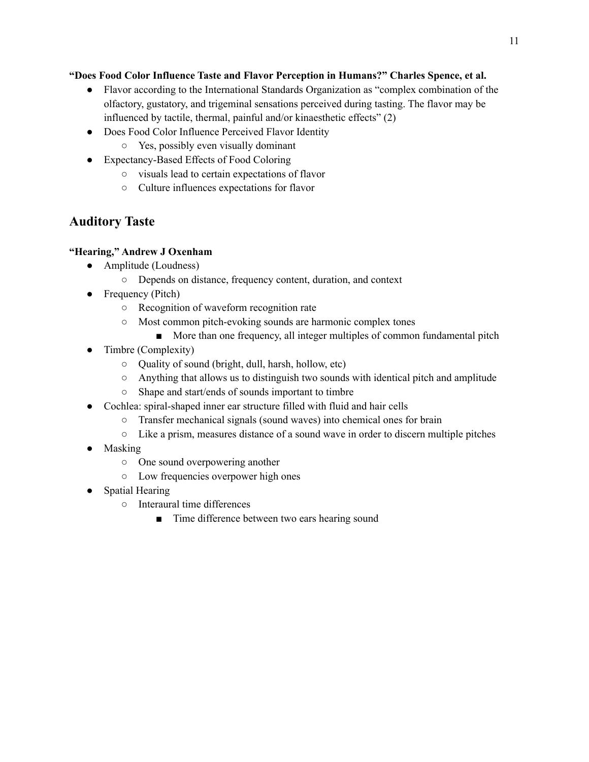**"Does Food Color Influence Taste and Flavor Perception in Humans?" Charles Spence, et al.**

- Flavor according to the International Standards Organization as "complex combination of the olfactory, gustatory, and trigeminal sensations perceived during tasting. The flavor may be influenced by tactile, thermal, painful and/or kinaesthetic effects" (2)
- Does Food Color Influence Perceived Flavor Identity
  - Yes, possibly even visually dominant
- Expectancy-Based Effects of Food Coloring
  - visuals lead to certain expectations of flavor
  - Culture influences expectations for flavor

## Auditory Taste

**"Hearing," Andrew J Oxenham**

- Amplitude (Loudness)
  - Depends on distance, frequency content, duration, and context
- Frequency (Pitch)
  - Recognition of waveform recognition rate
  - Most common pitch-evoking sounds are harmonic complex tones
    - More than one frequency, all integer multiples of common fundamental pitch
- Timbre (Complexity)
  - Quality of sound (bright, dull, harsh, hollow, etc)
  - Anything that allows us to distinguish two sounds with identical pitch and amplitude
  - Shape and start/ends of sounds important to timbre
- Cochlea: spiral-shaped inner ear structure filled with fluid and hair cells
  - Transfer mechanical signals (sound waves) into chemical ones for brain
  - Like a prism, measures distance of a sound wave in order to discern multiple pitches
- Masking
  - One sound overpowering another
  - Low frequencies overpower high ones
- Spatial Hearing
  - Interaural time differences
    - Time difference between two ears hearing sound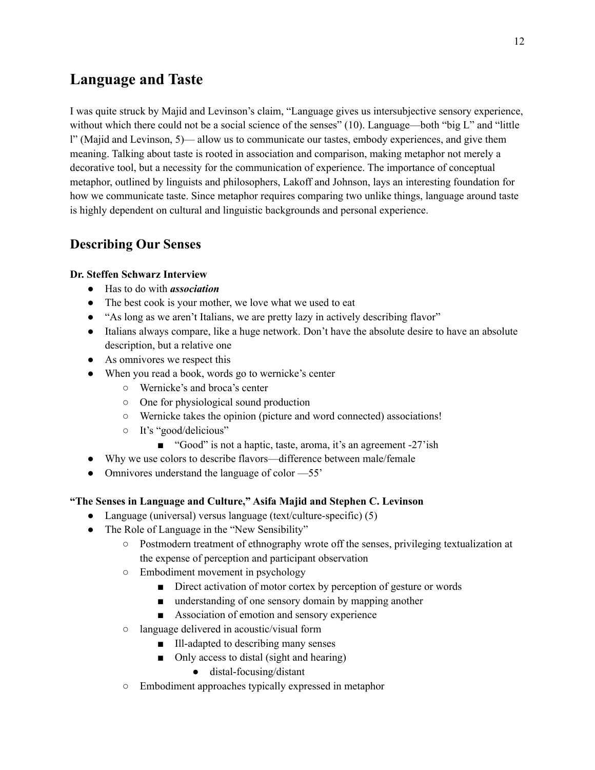## Language and Taste

I was quite struck by Majid and Levinson's claim, "Language gives us intersubjective sensory experience, without which there could not be a social science of the senses" (10). Language—both "big L" and "little l" (Majid and Levinson, 5)— allow us to communicate our tastes, embody experiences, and give them meaning. Talking about taste is rooted in association and comparison, making metaphor not merely a decorative tool, but a necessity for the communication of experience. The importance of conceptual metaphor, outlined by linguists and philosophers, Lakoff and Johnson, lays an interesting foundation for how we communicate taste. Since metaphor requires comparing two unlike things, language around taste is highly dependent on cultural and linguistic backgrounds and personal experience.

## Describing Our Senses

**Dr. Steffen Schwarz Interview**

- Has to do with ***association***
- The best cook is your mother, we love what we used to eat
- "As long as we aren't Italians, we are pretty lazy in actively describing flavor"
- Italians always compare, like a huge network. Don't have the absolute desire to have an absolute description, but a relative one
- As omnivores we respect this
- When you read a book, words go to wernicke's center
  - Wernicke's and broca's center
  - One for physiological sound production
  - Wernicke takes the opinion (picture and word connected) associations!
  - It's "good/delicious"
    - "Good" is not a haptic, taste, aroma, it's an agreement -27'ish
- Why we use colors to describe flavors—difference between male/female
- Omnivores understand the language of color —55'

**"The Senses in Language and Culture," Asifa Majid and Stephen C. Levinson**

- Language (universal) versus language (text/culture-specific) (5)
- The Role of Language in the "New Sensibility"
  - Postmodern treatment of ethnography wrote off the senses, privileging textualization at the expense of perception and participant observation
  - Embodiment movement in psychology
    - Direct activation of motor cortex by perception of gesture or words
    - understanding of one sensory domain by mapping another
    - Association of emotion and sensory experience
  - language delivered in acoustic/visual form
    - Ill-adapted to describing many senses
    - Only access to distal (sight and hearing)
      - distal-focusing/distant
  - Embodiment approaches typically expressed in metaphor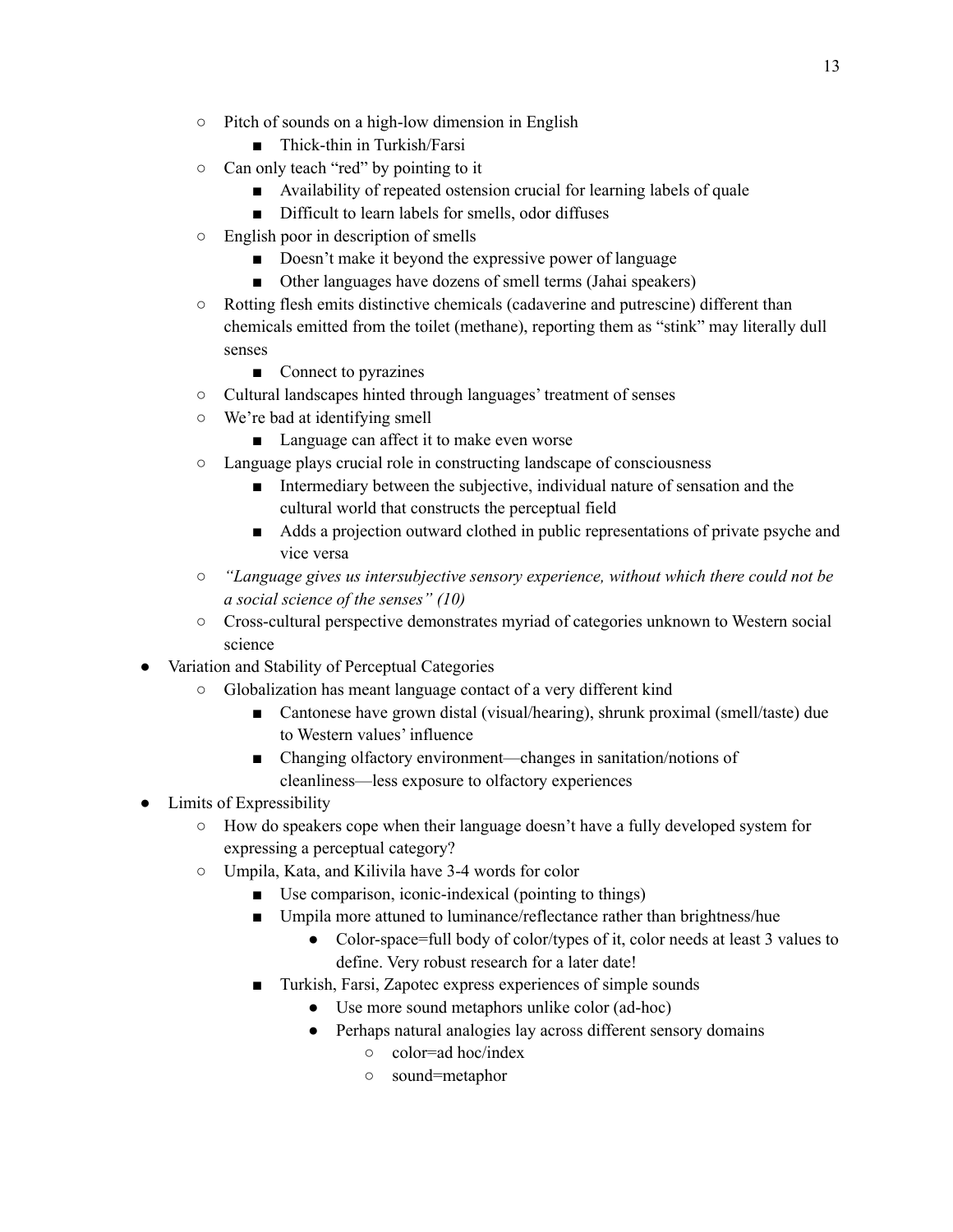- Pitch of sounds on a high-low dimension in English
        - Thick-thin in Turkish/Farsi
    - Can only teach "red" by pointing to it
        - Availability of repeated ostension crucial for learning labels of quale
        - Difficult to learn labels for smells, odor diffuses
    - English poor in description of smells
        - Doesn't make it beyond the expressive power of language
        - Other languages have dozens of smell terms (Jahai speakers)
    - Rotting flesh emits distinctive chemicals (cadaverine and putrescine) different than chemicals emitted from the toilet (methane), reporting them as "stink" may literally dull senses
        - Connect to pyrazines
    - Cultural landscapes hinted through languages' treatment of senses
    - We're bad at identifying smell
        - Language can affect it to make even worse
    - Language plays crucial role in constructing landscape of consciousness
        - Intermediary between the subjective, individual nature of sensation and the cultural world that constructs the perceptual field
        - Adds a projection outward clothed in public representations of private psyche and vice versa
    - *"Language gives us intersubjective sensory experience, without which there could not be a social science of the senses" (10)*
    - Cross-cultural perspective demonstrates myriad of categories unknown to Western social science
- Variation and Stability of Perceptual Categories
    - Globalization has meant language contact of a very different kind
        - Cantonese have grown distal (visual/hearing), shrunk proximal (smell/taste) due to Western values' influence
        - Changing olfactory environment—changes in sanitation/notions of cleanliness—less exposure to olfactory experiences
- Limits of Expressibility
    - How do speakers cope when their language doesn't have a fully developed system for expressing a perceptual category?
    - Umpila, Kata, and Kilivila have 3-4 words for color
        - Use comparison, iconic-indexical (pointing to things)
        - Umpila more attuned to luminance/reflectance rather than brightness/hue
            - Color-space=full body of color/types of it, color needs at least 3 values to define. Very robust research for a later date!
        - Turkish, Farsi, Zapotec express experiences of simple sounds
            - Use more sound metaphors unlike color (ad-hoc)
            - Perhaps natural analogies lay across different sensory domains
                - color=ad hoc/index
                - sound=metaphor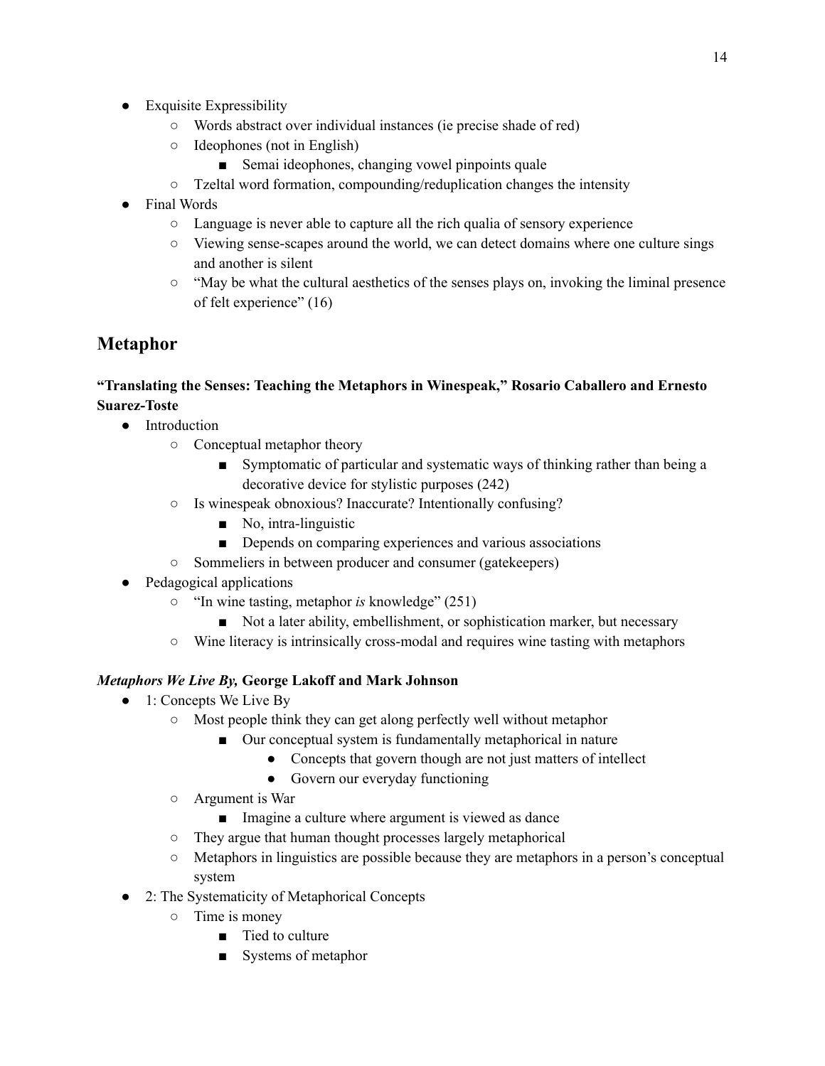- Exquisite Expressibility
  - Words abstract over individual instances (ie precise shade of red)
  - Ideophones (not in English)
    - Semai ideophones, changing vowel pinpoints quale
  - Tzeltal word formation, compounding/reduplication changes the intensity
- Final Words
  - Language is never able to capture all the rich qualia of sensory experience
  - Viewing sense-scapes around the world, we can detect domains where one culture sings and another is silent
  - "May be what the cultural aesthetics of the senses plays on, invoking the liminal presence of felt experience" (16)

## Metaphor

**"Translating the Senses: Teaching the Metaphors in Winespeak," Rosario Caballero and Ernesto Suarez-Toste**

- Introduction
  - Conceptual metaphor theory
    - Symptomatic of particular and systematic ways of thinking rather than being a decorative device for stylistic purposes (242)
  - Is winespeak obnoxious? Inaccurate? Intentionally confusing?
    - No, intra-linguistic
    - Depends on comparing experiences and various associations
  - Sommeliers in between producer and consumer (gatekeepers)
- Pedagogical applications
  - "In wine tasting, metaphor *is* knowledge" (251)
    - Not a later ability, embellishment, or sophistication marker, but necessary
  - Wine literacy is intrinsically cross-modal and requires wine tasting with metaphors

***Metaphors We Live By,* George Lakoff and Mark Johnson**

- 1: Concepts We Live By
  - Most people think they can get along perfectly well without metaphor
    - Our conceptual system is fundamentally metaphorical in nature
      - Concepts that govern though are not just matters of intellect
      - Govern our everyday functioning
  - Argument is War
    - Imagine a culture where argument is viewed as dance
  - They argue that human thought processes largely metaphorical
  - Metaphors in linguistics are possible because they are metaphors in a person's conceptual system
- 2: The Systematicity of Metaphorical Concepts
  - Time is money
    - Tied to culture
    - Systems of metaphor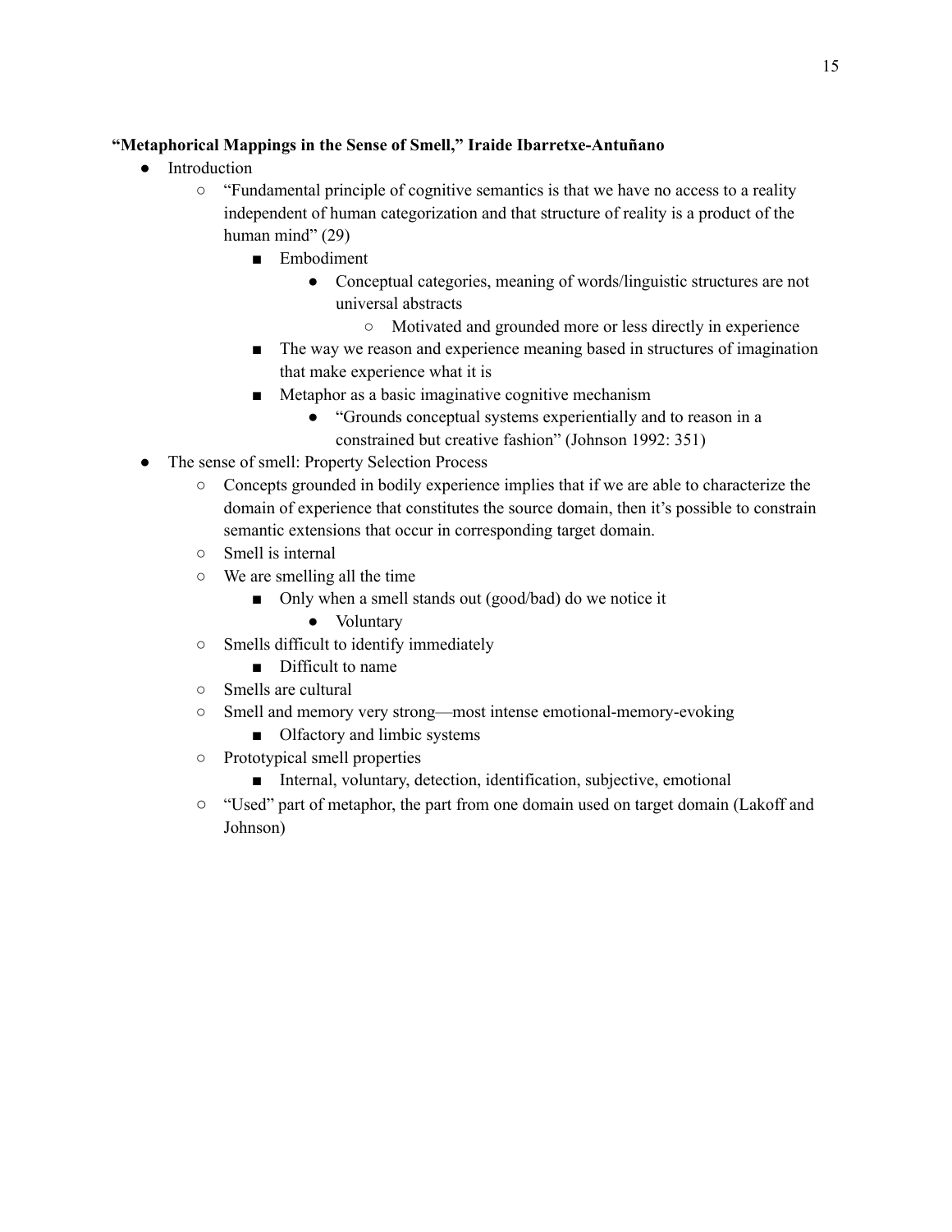**"Metaphorical Mappings in the Sense of Smell," Iraide Ibarretxe-Antuñano**

- Introduction
  - "Fundamental principle of cognitive semantics is that we have no access to a reality independent of human categorization and that structure of reality is a product of the human mind" (29)
    - Embodiment
      - Conceptual categories, meaning of words/linguistic structures are not universal abstracts
        - Motivated and grounded more or less directly in experience
    - The way we reason and experience meaning based in structures of imagination that make experience what it is
    - Metaphor as a basic imaginative cognitive mechanism
      - "Grounds conceptual systems experientially and to reason in a constrained but creative fashion" (Johnson 1992: 351)
- The sense of smell: Property Selection Process
  - Concepts grounded in bodily experience implies that if we are able to characterize the domain of experience that constitutes the source domain, then it's possible to constrain semantic extensions that occur in corresponding target domain.
  - Smell is internal
  - We are smelling all the time
    - Only when a smell stands out (good/bad) do we notice it
      - Voluntary
  - Smells difficult to identify immediately
    - Difficult to name
  - Smells are cultural
  - Smell and memory very strong—most intense emotional-memory-evoking
    - Olfactory and limbic systems
  - Prototypical smell properties
    - Internal, voluntary, detection, identification, subjective, emotional
  - "Used" part of metaphor, the part from one domain used on target domain (Lakoff and Johnson)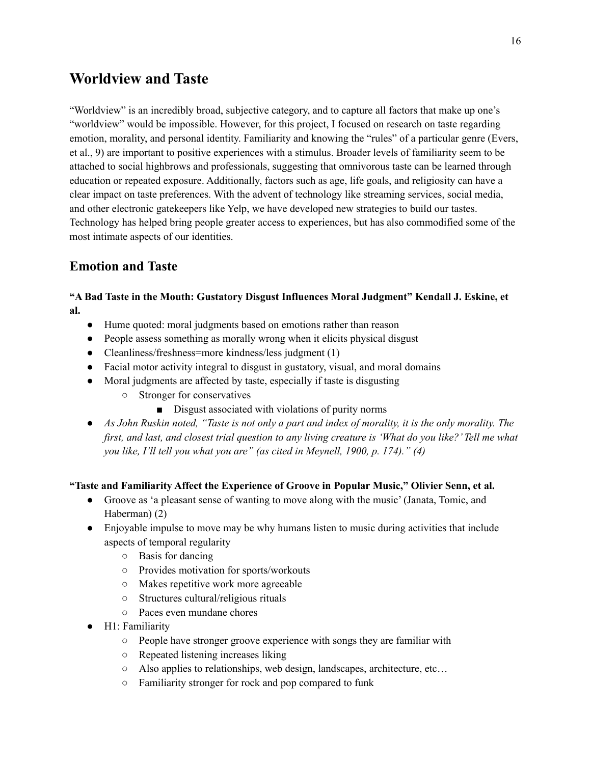## Worldview and Taste

"Worldview" is an incredibly broad, subjective category, and to capture all factors that make up one's "worldview" would be impossible. However, for this project, I focused on research on taste regarding emotion, morality, and personal identity. Familiarity and knowing the "rules" of a particular genre (Evers, et al., 9) are important to positive experiences with a stimulus. Broader levels of familiarity seem to be attached to social highbrows and professionals, suggesting that omnivorous taste can be learned through education or repeated exposure. Additionally, factors such as age, life goals, and religiosity can have a clear impact on taste preferences. With the advent of technology like streaming services, social media, and other electronic gatekeepers like Yelp, we have developed new strategies to build our tastes. Technology has helped bring people greater access to experiences, but has also commodified some of the most intimate aspects of our identities.

## Emotion and Taste

**"A Bad Taste in the Mouth: Gustatory Disgust Influences Moral Judgment" Kendall J. Eskine, et al.**

- Hume quoted: moral judgments based on emotions rather than reason
- People assess something as morally wrong when it elicits physical disgust
- Cleanliness/freshness=more kindness/less judgment (1)
- Facial motor activity integral to disgust in gustatory, visual, and moral domains
- Moral judgments are affected by taste, especially if taste is disgusting
  - Stronger for conservatives
    - Disgust associated with violations of purity norms
- *As John Ruskin noted, "Taste is not only a part and index of morality, it is the only morality. The first, and last, and closest trial question to any living creature is 'What do you like?' Tell me what you like, I'll tell you what you are" (as cited in Meynell, 1900, p. 174)." (4)*

**"Taste and Familiarity Affect the Experience of Groove in Popular Music," Olivier Senn, et al.**

- Groove as 'a pleasant sense of wanting to move along with the music' (Janata, Tomic, and Haberman) (2)
- Enjoyable impulse to move may be why humans listen to music during activities that include aspects of temporal regularity
  - Basis for dancing
  - Provides motivation for sports/workouts
  - Makes repetitive work more agreeable
  - Structures cultural/religious rituals
  - Paces even mundane chores
- H1: Familiarity
  - People have stronger groove experience with songs they are familiar with
  - Repeated listening increases liking
  - Also applies to relationships, web design, landscapes, architecture, etc…
  - Familiarity stronger for rock and pop compared to funk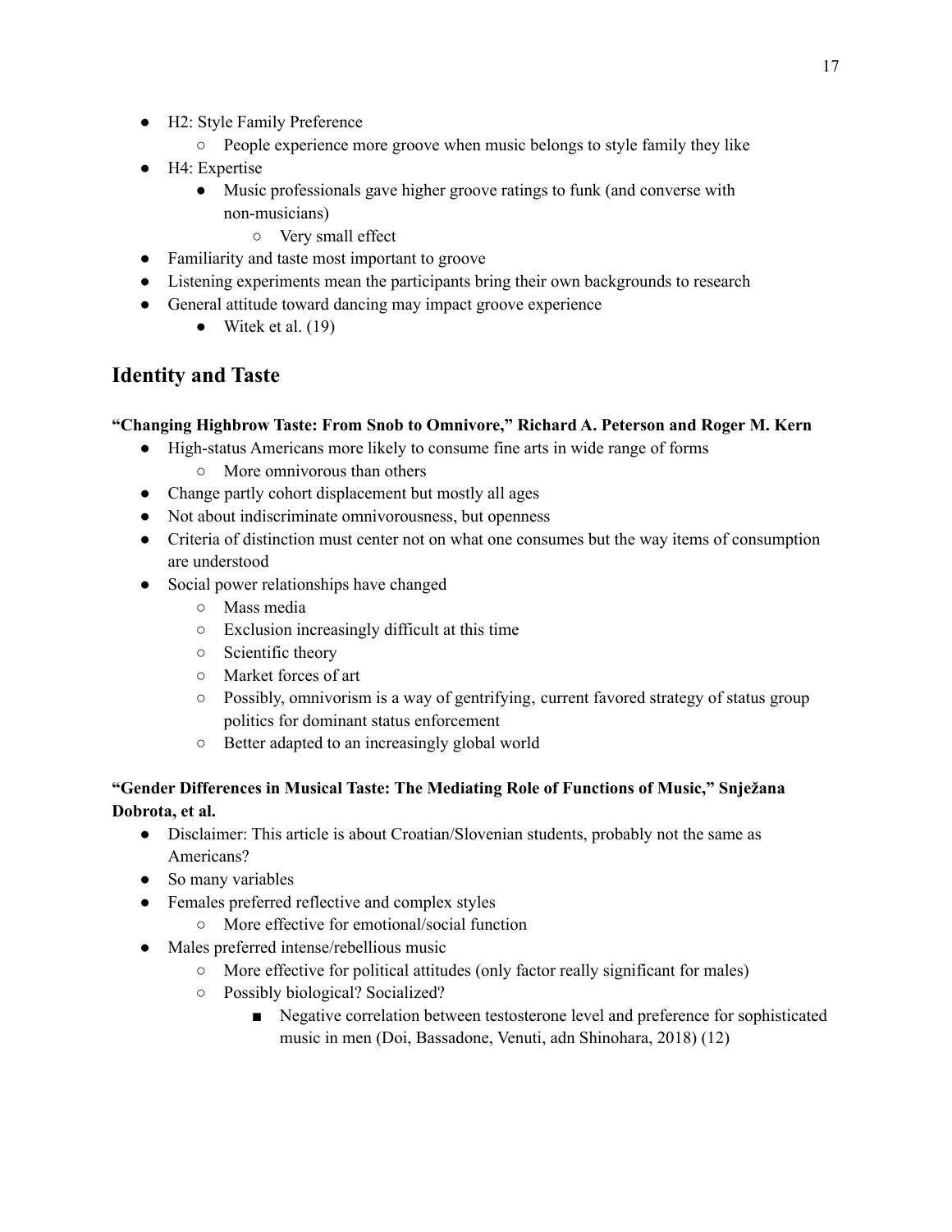- H2: Style Family Preference
    - People experience more groove when music belongs to style family they like
- H4: Expertise
    - Music professionals gave higher groove ratings to funk (and converse with non-musicians)
        - Very small effect
- Familiarity and taste most important to groove
- Listening experiments mean the participants bring their own backgrounds to research
- General attitude toward dancing may impact groove experience
    - Witek et al. (19)

## Identity and Taste

**"Changing Highbrow Taste: From Snob to Omnivore," Richard A. Peterson and Roger M. Kern**

- High-status Americans more likely to consume fine arts in wide range of forms
    - More omnivorous than others
- Change partly cohort displacement but mostly all ages
- Not about indiscriminate omnivorousness, but openness
- Criteria of distinction must center not on what one consumes but the way items of consumption are understood
- Social power relationships have changed
    - Mass media
    - Exclusion increasingly difficult at this time
    - Scientific theory
    - Market forces of art
    - Possibly, omnivorism is a way of gentrifying, current favored strategy of status group politics for dominant status enforcement
    - Better adapted to an increasingly global world

**"Gender Differences in Musical Taste: The Mediating Role of Functions of Music," Snježana Dobrota, et al.**

- Disclaimer: This article is about Croatian/Slovenian students, probably not the same as Americans?
- So many variables
- Females preferred reflective and complex styles
    - More effective for emotional/social function
- Males preferred intense/rebellious music
    - More effective for political attitudes (only factor really significant for males)
    - Possibly biological? Socialized?
        - Negative correlation between testosterone level and preference for sophisticated music in men (Doi, Bassadone, Venuti, adn Shinohara, 2018) (12)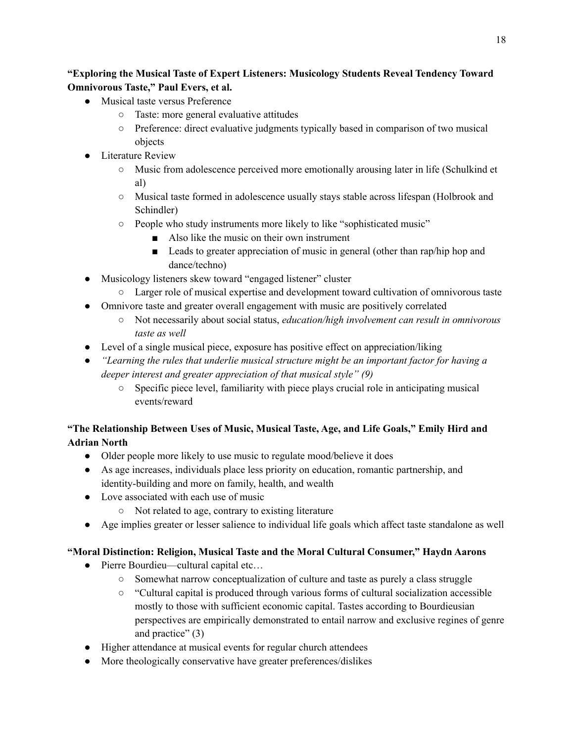**"Exploring the Musical Taste of Expert Listeners: Musicology Students Reveal Tendency Toward Omnivorous Taste," Paul Evers, et al.**

- Musical taste versus Preference
  - Taste: more general evaluative attitudes
  - Preference: direct evaluative judgments typically based in comparison of two musical objects
- Literature Review
  - Music from adolescence perceived more emotionally arousing later in life (Schulkind et al)
  - Musical taste formed in adolescence usually stays stable across lifespan (Holbrook and Schindler)
  - People who study instruments more likely to like "sophisticated music"
    - Also like the music on their own instrument
    - Leads to greater appreciation of music in general (other than rap/hip hop and dance/techno)
- Musicology listeners skew toward "engaged listener" cluster
  - Larger role of musical expertise and development toward cultivation of omnivorous taste
- Omnivore taste and greater overall engagement with music are positively correlated
  - Not necessarily about social status, *education/high involvement can result in omnivorous taste as well*
- Level of a single musical piece, exposure has positive effect on appreciation/liking
- *"Learning the rules that underlie musical structure might be an important factor for having a deeper interest and greater appreciation of that musical style" (9)*
  - Specific piece level, familiarity with piece plays crucial role in anticipating musical events/reward

**"The Relationship Between Uses of Music, Musical Taste, Age, and Life Goals," Emily Hird and Adrian North**

- Older people more likely to use music to regulate mood/believe it does
- As age increases, individuals place less priority on education, romantic partnership, and identity-building and more on family, health, and wealth
- Love associated with each use of music
  - Not related to age, contrary to existing literature
- Age implies greater or lesser salience to individual life goals which affect taste standalone as well

**"Moral Distinction: Religion, Musical Taste and the Moral Cultural Consumer," Haydn Aarons**

- Pierre Bourdieu—cultural capital etc…
  - Somewhat narrow conceptualization of culture and taste as purely a class struggle
  - "Cultural capital is produced through various forms of cultural socialization accessible mostly to those with sufficient economic capital. Tastes according to Bourdieusian perspectives are empirically demonstrated to entail narrow and exclusive regines of genre and practice" (3)
- Higher attendance at musical events for regular church attendees
- More theologically conservative have greater preferences/dislikes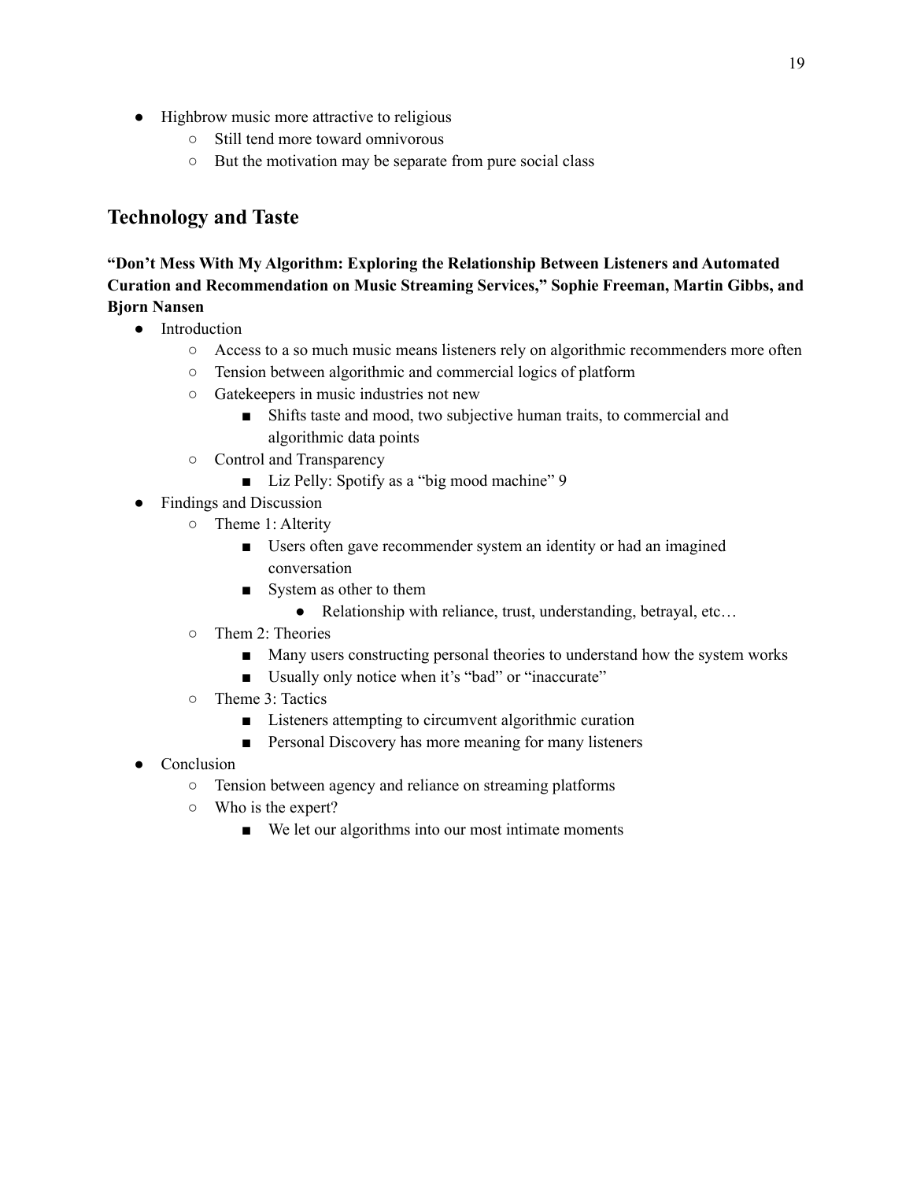- Highbrow music more attractive to religious
  - Still tend more toward omnivorous
  - But the motivation may be separate from pure social class

## Technology and Taste

**"Don't Mess With My Algorithm: Exploring the Relationship Between Listeners and Automated Curation and Recommendation on Music Streaming Services," Sophie Freeman, Martin Gibbs, and Bjorn Nansen**

- Introduction
  - Access to a so much music means listeners rely on algorithmic recommenders more often
  - Tension between algorithmic and commercial logics of platform
  - Gatekeepers in music industries not new
    - Shifts taste and mood, two subjective human traits, to commercial and algorithmic data points
  - Control and Transparency
    - Liz Pelly: Spotify as a "big mood machine" 9
- Findings and Discussion
  - Theme 1: Alterity
    - Users often gave recommender system an identity or had an imagined conversation
    - System as other to them
      - Relationship with reliance, trust, understanding, betrayal, etc…
  - Them 2: Theories
    - Many users constructing personal theories to understand how the system works
    - Usually only notice when it's "bad" or "inaccurate"
  - Theme 3: Tactics
    - Listeners attempting to circumvent algorithmic curation
    - Personal Discovery has more meaning for many listeners
- Conclusion
  - Tension between agency and reliance on streaming platforms
  - Who is the expert?
    - We let our algorithms into our most intimate moments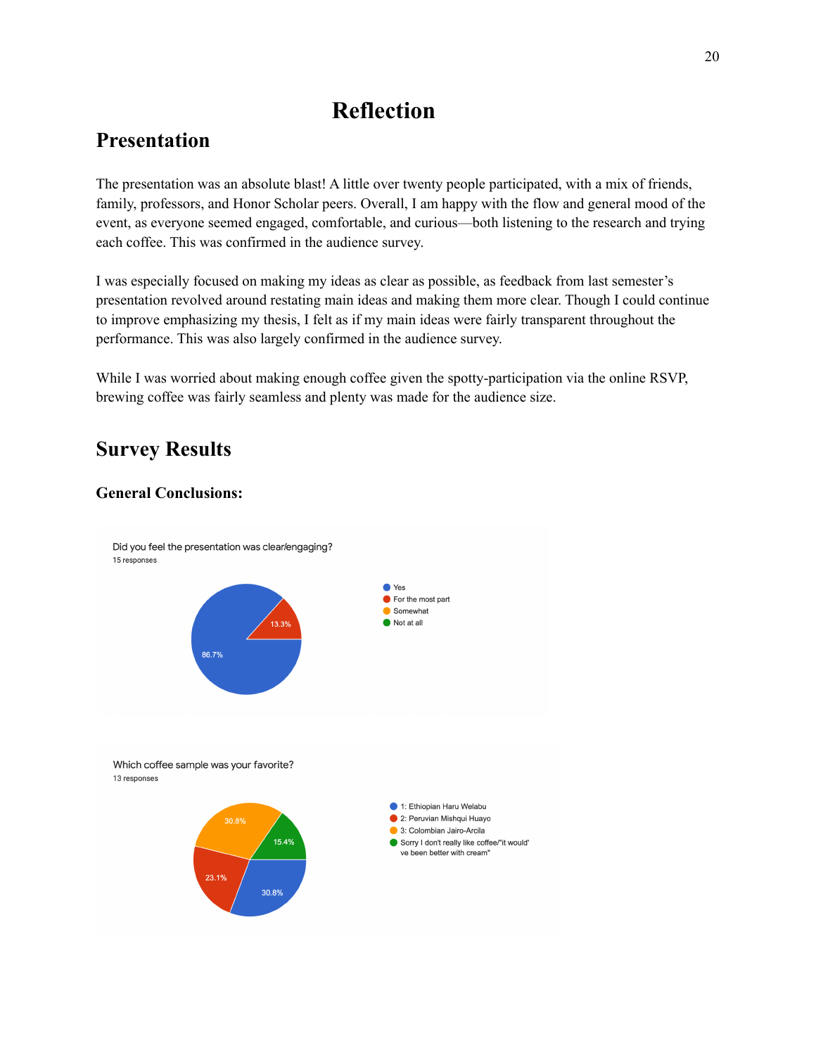# Reflection

## Presentation

The presentation was an absolute blast! A little over twenty people participated, with a mix of friends, family, professors, and Honor Scholar peers. Overall, I am happy with the flow and general mood of the event, as everyone seemed engaged, comfortable, and curious—both listening to the research and trying each coffee. This was confirmed in the audience survey.

I was especially focused on making my ideas as clear as possible, as feedback from last semester's presentation revolved around restating main ideas and making them more clear. Though I could continue to improve emphasizing my thesis, I felt as if my main ideas were fairly transparent throughout the performance. This was also largely confirmed in the audience survey.

While I was worried about making enough coffee given the spotty-participation via the online RSVP, brewing coffee was fairly seamless and plenty was made for the audience size.

## Survey Results

### General Conclusions:

Did you feel the presentation was clear/engaging?
15 responses

- Yes: 86.7%
- For the most part: 13.3%
- Somewhat
- Not at all

Which coffee sample was your favorite?
13 responses

- 1: Ethiopian Haru Welabu: 30.8%
- 2: Peruvian Mishqui Huayo: 23.1%
- 3: Colombian Jairo-Arcila: 30.8%
- Sorry I don't really like coffee/"it would've been better with cream": 15.4%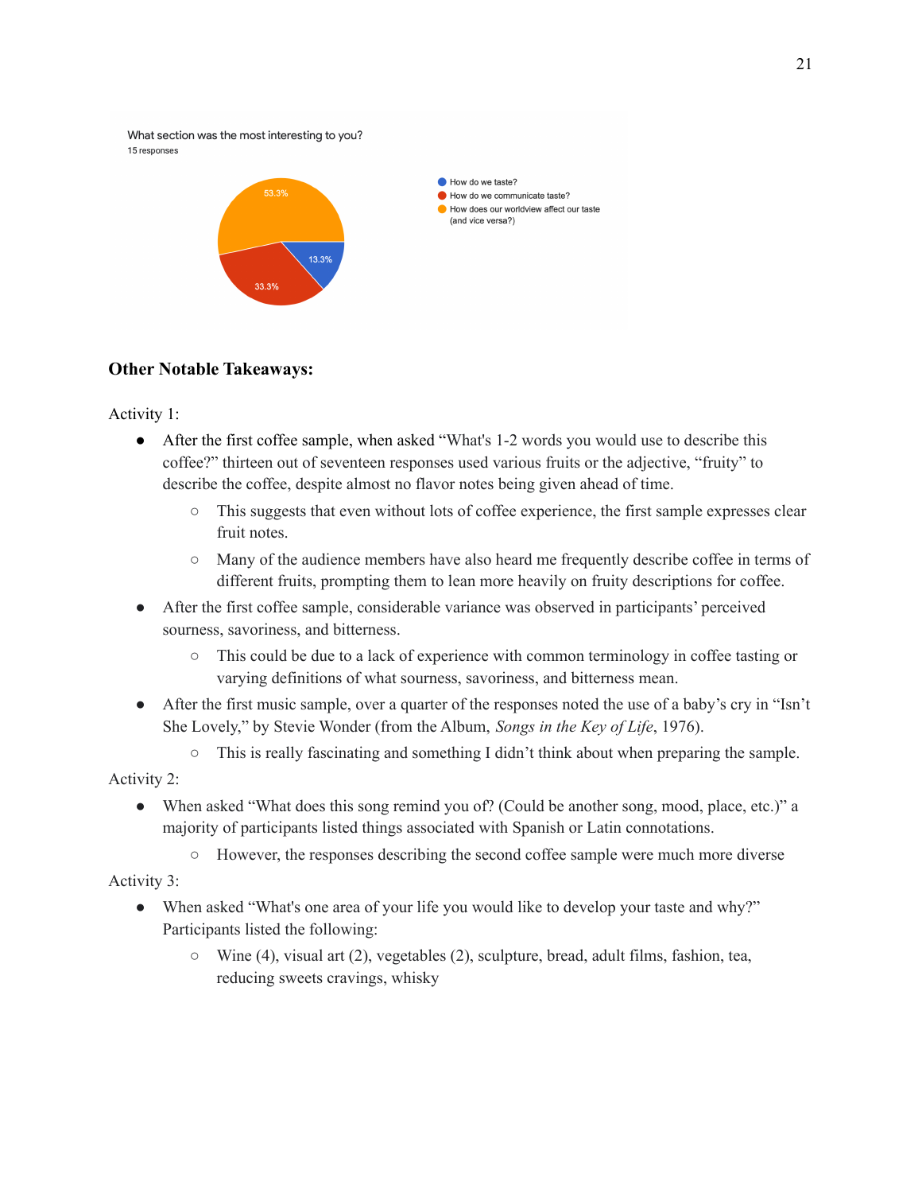What section was the most interesting to you?
15 responses

- How do we taste? — 13.3%
- How do we communicate taste? — 33.3%
- How does our worldview affect our taste (and vice versa?) — 53.3%

**Other Notable Takeaways:**

Activity 1:

- After the first coffee sample, when asked "What's 1-2 words you would use to describe this coffee?" thirteen out of seventeen responses used various fruits or the adjective, "fruity" to describe the coffee, despite almost no flavor notes being given ahead of time.
  - This suggests that even without lots of coffee experience, the first sample expresses clear fruit notes.
  - Many of the audience members have also heard me frequently describe coffee in terms of different fruits, prompting them to lean more heavily on fruity descriptions for coffee.
- After the first coffee sample, considerable variance was observed in participants' perceived sourness, savoriness, and bitterness.
  - This could be due to a lack of experience with common terminology in coffee tasting or varying definitions of what sourness, savoriness, and bitterness mean.
- After the first music sample, over a quarter of the responses noted the use of a baby's cry in "Isn't She Lovely," by Stevie Wonder (from the Album, *Songs in the Key of Life*, 1976).
  - This is really fascinating and something I didn't think about when preparing the sample.

Activity 2:

- When asked "What does this song remind you of? (Could be another song, mood, place, etc.)" a majority of participants listed things associated with Spanish or Latin connotations.
  - However, the responses describing the second coffee sample were much more diverse

Activity 3:

- When asked "What's one area of your life you would like to develop your taste and why?" Participants listed the following:
  - Wine (4), visual art (2), vegetables (2), sculpture, bread, adult films, fashion, tea, reducing sweets cravings, whisky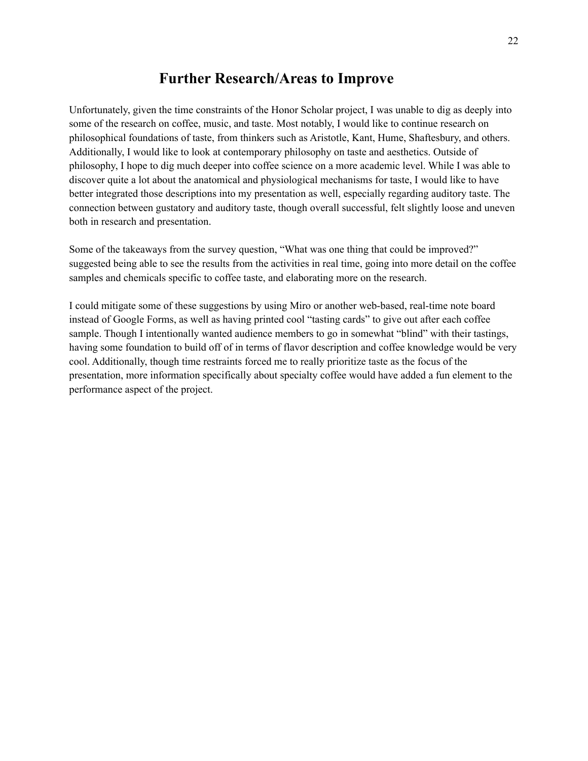# Further Research/Areas to Improve

Unfortunately, given the time constraints of the Honor Scholar project, I was unable to dig as deeply into some of the research on coffee, music, and taste. Most notably, I would like to continue research on philosophical foundations of taste, from thinkers such as Aristotle, Kant, Hume, Shaftesbury, and others. Additionally, I would like to look at contemporary philosophy on taste and aesthetics. Outside of philosophy, I hope to dig much deeper into coffee science on a more academic level. While I was able to discover quite a lot about the anatomical and physiological mechanisms for taste, I would like to have better integrated those descriptions into my presentation as well, especially regarding auditory taste. The connection between gustatory and auditory taste, though overall successful, felt slightly loose and uneven both in research and presentation.

Some of the takeaways from the survey question, "What was one thing that could be improved?" suggested being able to see the results from the activities in real time, going into more detail on the coffee samples and chemicals specific to coffee taste, and elaborating more on the research.

I could mitigate some of these suggestions by using Miro or another web-based, real-time note board instead of Google Forms, as well as having printed cool "tasting cards" to give out after each coffee sample. Though I intentionally wanted audience members to go in somewhat "blind" with their tastings, having some foundation to build off of in terms of flavor description and coffee knowledge would be very cool. Additionally, though time restraints forced me to really prioritize taste as the focus of the presentation, more information specifically about specialty coffee would have added a fun element to the performance aspect of the project.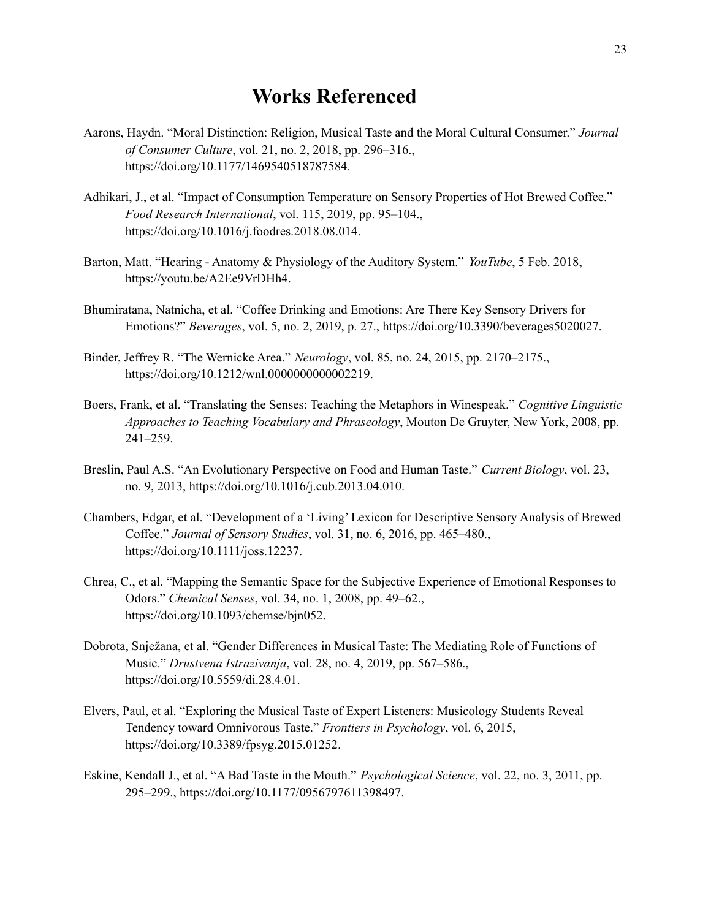# Works Referenced

Aarons, Haydn. "Moral Distinction: Religion, Musical Taste and the Moral Cultural Consumer." *Journal of Consumer Culture*, vol. 21, no. 2, 2018, pp. 296–316., https://doi.org/10.1177/1469540518787584.

Adhikari, J., et al. "Impact of Consumption Temperature on Sensory Properties of Hot Brewed Coffee." *Food Research International*, vol. 115, 2019, pp. 95–104., https://doi.org/10.1016/j.foodres.2018.08.014.

Barton, Matt. "Hearing - Anatomy & Physiology of the Auditory System." *YouTube*, 5 Feb. 2018, https://youtu.be/A2Ee9VrDHh4.

Bhumiratana, Natnicha, et al. "Coffee Drinking and Emotions: Are There Key Sensory Drivers for Emotions?" *Beverages*, vol. 5, no. 2, 2019, p. 27., https://doi.org/10.3390/beverages5020027.

Binder, Jeffrey R. "The Wernicke Area." *Neurology*, vol. 85, no. 24, 2015, pp. 2170–2175., https://doi.org/10.1212/wnl.0000000000002219.

Boers, Frank, et al. "Translating the Senses: Teaching the Metaphors in Winespeak." *Cognitive Linguistic Approaches to Teaching Vocabulary and Phraseology*, Mouton De Gruyter, New York, 2008, pp. 241–259.

Breslin, Paul A.S. "An Evolutionary Perspective on Food and Human Taste." *Current Biology*, vol. 23, no. 9, 2013, https://doi.org/10.1016/j.cub.2013.04.010.

Chambers, Edgar, et al. "Development of a 'Living' Lexicon for Descriptive Sensory Analysis of Brewed Coffee." *Journal of Sensory Studies*, vol. 31, no. 6, 2016, pp. 465–480., https://doi.org/10.1111/joss.12237.

Chrea, C., et al. "Mapping the Semantic Space for the Subjective Experience of Emotional Responses to Odors." *Chemical Senses*, vol. 34, no. 1, 2008, pp. 49–62., https://doi.org/10.1093/chemse/bjn052.

Dobrota, Snježana, et al. "Gender Differences in Musical Taste: The Mediating Role of Functions of Music." *Drustvena Istrazivanja*, vol. 28, no. 4, 2019, pp. 567–586., https://doi.org/10.5559/di.28.4.01.

Elvers, Paul, et al. "Exploring the Musical Taste of Expert Listeners: Musicology Students Reveal Tendency toward Omnivorous Taste." *Frontiers in Psychology*, vol. 6, 2015, https://doi.org/10.3389/fpsyg.2015.01252.

Eskine, Kendall J., et al. "A Bad Taste in the Mouth." *Psychological Science*, vol. 22, no. 3, 2011, pp. 295–299., https://doi.org/10.1177/0956797611398497.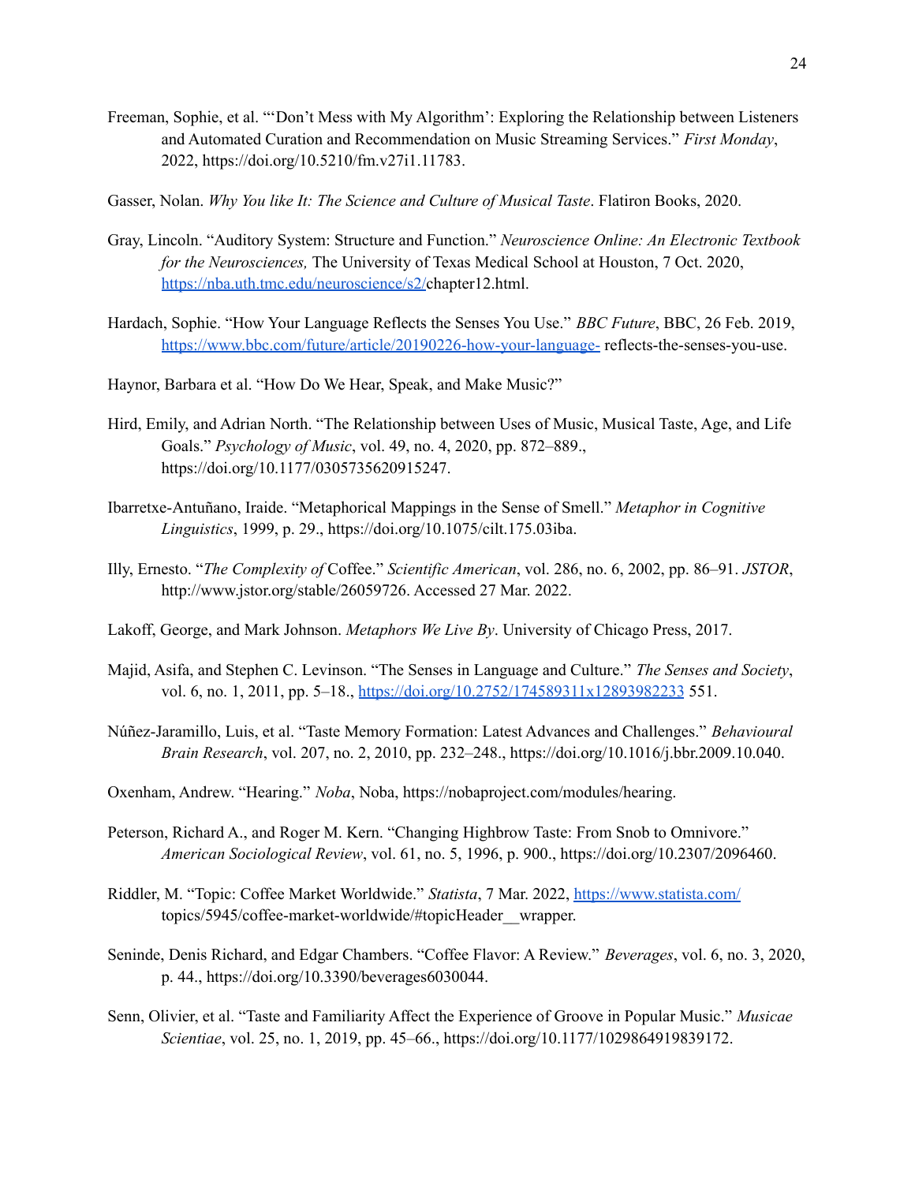Freeman, Sophie, et al. "'Don't Mess with My Algorithm': Exploring the Relationship between Listeners and Automated Curation and Recommendation on Music Streaming Services." *First Monday*, 2022, https://doi.org/10.5210/fm.v27i1.11783.

Gasser, Nolan. *Why You like It: The Science and Culture of Musical Taste*. Flatiron Books, 2020.

Gray, Lincoln. "Auditory System: Structure and Function." *Neuroscience Online: An Electronic Textbook for the Neurosciences,* The University of Texas Medical School at Houston, 7 Oct. 2020, https://nba.uth.tmc.edu/neuroscience/s2/chapter12.html.

Hardach, Sophie. "How Your Language Reflects the Senses You Use." *BBC Future*, BBC, 26 Feb. 2019, https://www.bbc.com/future/article/20190226-how-your-language- reflects-the-senses-you-use.

Haynor, Barbara et al. "How Do We Hear, Speak, and Make Music?"

Hird, Emily, and Adrian North. "The Relationship between Uses of Music, Musical Taste, Age, and Life Goals." *Psychology of Music*, vol. 49, no. 4, 2020, pp. 872–889., https://doi.org/10.1177/0305735620915247.

Ibarretxe-Antuñano, Iraide. "Metaphorical Mappings in the Sense of Smell." *Metaphor in Cognitive Linguistics*, 1999, p. 29., https://doi.org/10.1075/cilt.175.03iba.

Illy, Ernesto. "*The Complexity of* Coffee." *Scientific American*, vol. 286, no. 6, 2002, pp. 86–91. *JSTOR*, http://www.jstor.org/stable/26059726. Accessed 27 Mar. 2022.

Lakoff, George, and Mark Johnson. *Metaphors We Live By*. University of Chicago Press, 2017.

Majid, Asifa, and Stephen C. Levinson. "The Senses in Language and Culture." *The Senses and Society*, vol. 6, no. 1, 2011, pp. 5–18., https://doi.org/10.2752/174589311x12893982233 551.

Núñez-Jaramillo, Luis, et al. "Taste Memory Formation: Latest Advances and Challenges." *Behavioural Brain Research*, vol. 207, no. 2, 2010, pp. 232–248., https://doi.org/10.1016/j.bbr.2009.10.040.

Oxenham, Andrew. "Hearing." *Noba*, Noba, https://nobaproject.com/modules/hearing.

Peterson, Richard A., and Roger M. Kern. "Changing Highbrow Taste: From Snob to Omnivore." *American Sociological Review*, vol. 61, no. 5, 1996, p. 900., https://doi.org/10.2307/2096460.

Riddler, M. "Topic: Coffee Market Worldwide." *Statista*, 7 Mar. 2022, https://www.statista.com/topics/5945/coffee-market-worldwide/#topicHeader__wrapper.

Seninde, Denis Richard, and Edgar Chambers. "Coffee Flavor: A Review." *Beverages*, vol. 6, no. 3, 2020, p. 44., https://doi.org/10.3390/beverages6030044.

Senn, Olivier, et al. "Taste and Familiarity Affect the Experience of Groove in Popular Music." *Musicae Scientiae*, vol. 25, no. 1, 2019, pp. 45–66., https://doi.org/10.1177/1029864919839172.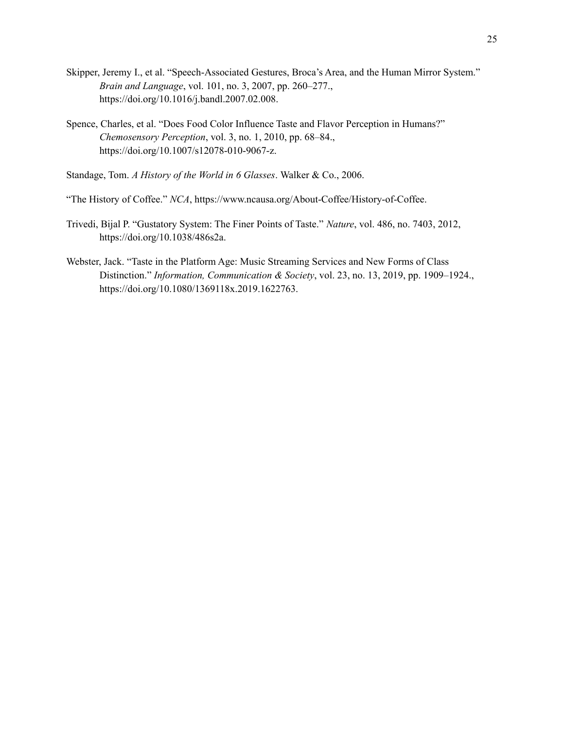Skipper, Jeremy I., et al. "Speech-Associated Gestures, Broca's Area, and the Human Mirror System." *Brain and Language*, vol. 101, no. 3, 2007, pp. 260–277., https://doi.org/10.1016/j.bandl.2007.02.008.

Spence, Charles, et al. "Does Food Color Influence Taste and Flavor Perception in Humans?" *Chemosensory Perception*, vol. 3, no. 1, 2010, pp. 68–84., https://doi.org/10.1007/s12078-010-9067-z.

Standage, Tom. *A History of the World in 6 Glasses*. Walker & Co., 2006.

"The History of Coffee." *NCA*, https://www.ncausa.org/About-Coffee/History-of-Coffee.

Trivedi, Bijal P. "Gustatory System: The Finer Points of Taste." *Nature*, vol. 486, no. 7403, 2012, https://doi.org/10.1038/486s2a.

Webster, Jack. "Taste in the Platform Age: Music Streaming Services and New Forms of Class Distinction." *Information, Communication & Society*, vol. 23, no. 13, 2019, pp. 1909–1924., https://doi.org/10.1080/1369118x.2019.1622763.